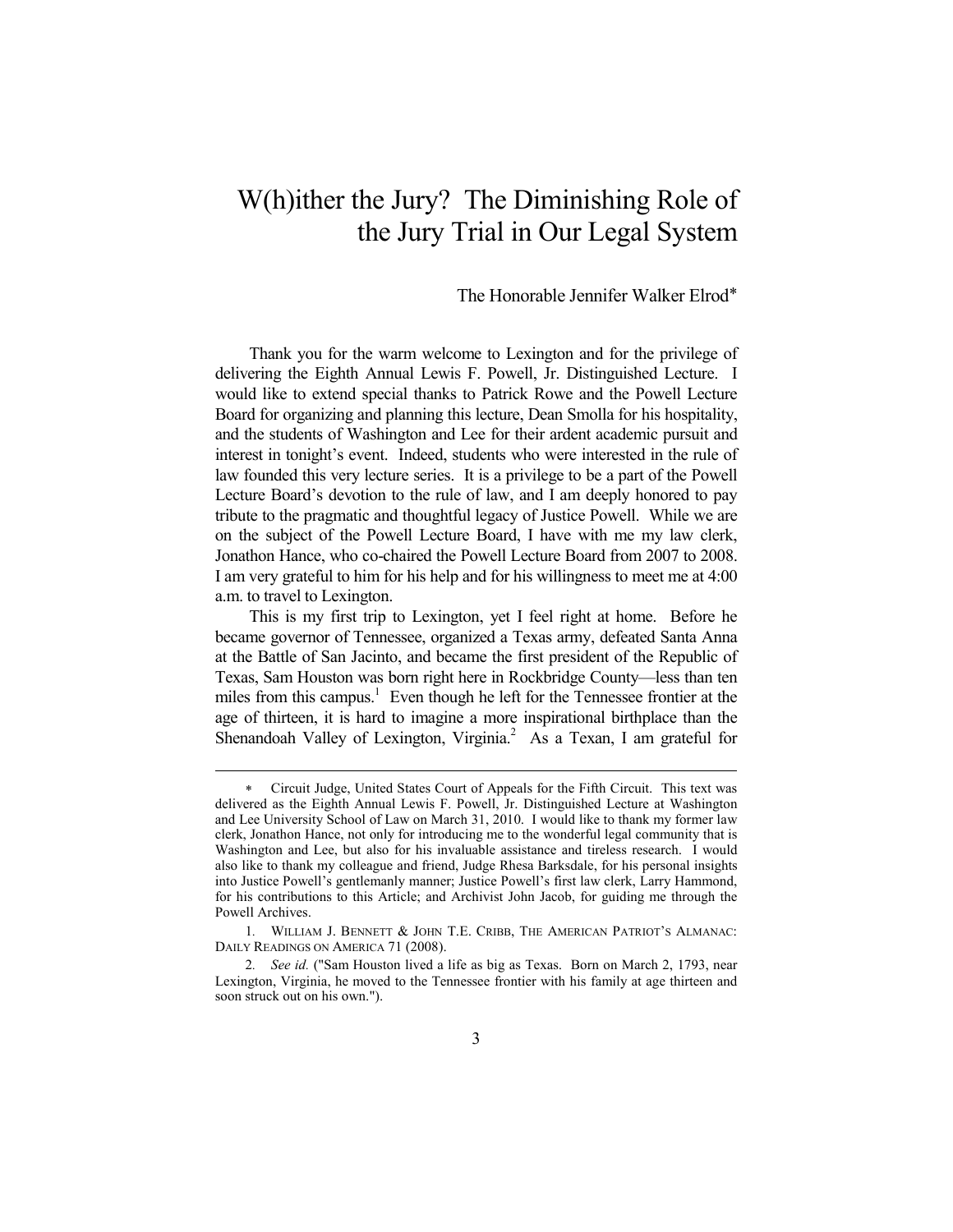# W(h)ither the Jury? The Diminishing Role of the Jury Trial in Our Legal System

The Honorable Jennifer Walker Elrod*

Thank you for the warm welcome to Lexington and for the privilege of delivering the Eighth Annual Lewis F. Powell, Jr. Distinguished Lecture. I would like to extend special thanks to Patrick Rowe and the Powell Lecture Board for organizing and planning this lecture, Dean Smolla for his hospitality, and the students of Washington and Lee for their ardent academic pursuit and interest in tonight's event. Indeed, students who were interested in the rule of law founded this very lecture series. It is a privilege to be a part of the Powell Lecture Board's devotion to the rule of law, and I am deeply honored to pay tribute to the pragmatic and thoughtful legacy of Justice Powell. While we are on the subject of the Powell Lecture Board, I have with me my law clerk, Jonathon Hance, who co-chaired the Powell Lecture Board from 2007 to 2008. I am very grateful to him for his help and for his willingness to meet me at 4:00 a.m. to travel to Lexington.

This is my first trip to Lexington, yet I feel right at home. Before he became governor of Tennessee, organized a Texas army, defeated Santa Anna at the Battle of San Jacinto, and became the first president of the Republic of Texas, Sam Houston was born right here in Rockbridge County—less than ten miles from this campus.[1] Even though he left for the Tennessee frontier at the age of thirteen, it is hard to imagine a more inspirational birthplace than the Shenandoah Valley of Lexington, Virginia.[2] As a Texan, I am grateful for

---

\* Circuit Judge, United States Court of Appeals for the Fifth Circuit. This text was delivered as the Eighth Annual Lewis F. Powell, Jr. Distinguished Lecture at Washington and Lee University School of Law on March 31, 2010. I would like to thank my former law clerk, Jonathon Hance, not only for introducing me to the wonderful legal community that is Washington and Lee, but also for his invaluable assistance and tireless research. I would also like to thank my colleague and friend, Judge Rhesa Barksdale, for his personal insights into Justice Powell's gentlemanly manner; Justice Powell's first law clerk, Larry Hammond, for his contributions to this Article; and Archivist John Jacob, for guiding me through the Powell Archives.

1. WILLIAM J. BENNETT & JOHN T.E. CRIBB, THE AMERICAN PATRIOT'S ALMANAC: DAILY READINGS ON AMERICA 71 (2008).

2. *See id.* ("Sam Houston lived a life as big as Texas. Born on March 2, 1793, near Lexington, Virginia, he moved to the Tennessee frontier with his family at age thirteen and soon struck out on his own.").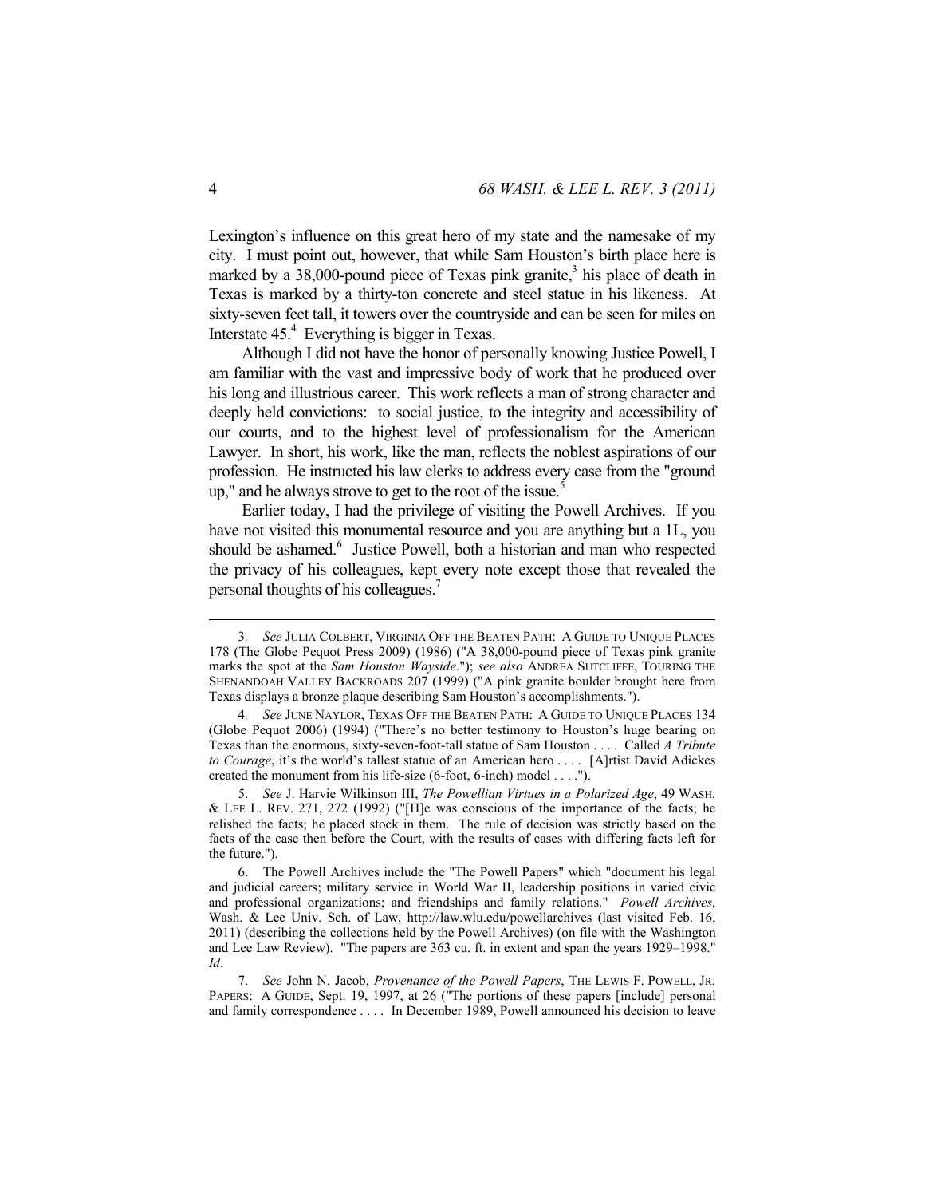Lexington's influence on this great hero of my state and the namesake of my city. I must point out, however, that while Sam Houston's birth place here is marked by a 38,000-pound piece of Texas pink granite,[3] his place of death in Texas is marked by a thirty-ton concrete and steel statue in his likeness. At sixty-seven feet tall, it towers over the countryside and can be seen for miles on Interstate 45.[4] Everything is bigger in Texas.

Although I did not have the honor of personally knowing Justice Powell, I am familiar with the vast and impressive body of work that he produced over his long and illustrious career. This work reflects a man of strong character and deeply held convictions: to social justice, to the integrity and accessibility of our courts, and to the highest level of professionalism for the American Lawyer. In short, his work, like the man, reflects the noblest aspirations of our profession. He instructed his law clerks to address every case from the "ground up," and he always strove to get to the root of the issue.[5]

Earlier today, I had the privilege of visiting the Powell Archives. If you have not visited this monumental resource and you are anything but a 1L, you should be ashamed.[6] Justice Powell, both a historian and man who respected the privacy of his colleagues, kept every note except those that revealed the personal thoughts of his colleagues.[7]

---

3. *See* JULIA COLBERT, VIRGINIA OFF THE BEATEN PATH: A GUIDE TO UNIQUE PLACES 178 (The Globe Pequot Press 2009) (1986) ("A 38,000-pound piece of Texas pink granite marks the spot at the *Sam Houston Wayside*."); *see also* ANDREA SUTCLIFFE, TOURING THE SHENANDOAH VALLEY BACKROADS 207 (1999) ("A pink granite boulder brought here from Texas displays a bronze plaque describing Sam Houston's accomplishments.").

4. *See* JUNE NAYLOR, TEXAS OFF THE BEATEN PATH: A GUIDE TO UNIQUE PLACES 134 (Globe Pequot 2006) (1994) ("There's no better testimony to Houston's huge bearing on Texas than the enormous, sixty-seven-foot-tall statue of Sam Houston . . . . Called *A Tribute to Courage*, it's the world's tallest statue of an American hero . . . . [A]rtist David Adickes created the monument from his life-size (6-foot, 6-inch) model . . . .").

5. *See* J. Harvie Wilkinson III, *The Powellian Virtues in a Polarized Age*, 49 WASH. & LEE L. REV. 271, 272 (1992) ("[H]e was conscious of the importance of the facts; he relished the facts; he placed stock in them. The rule of decision was strictly based on the facts of the case then before the Court, with the results of cases with differing facts left for the future.").

6. The Powell Archives include the "The Powell Papers" which "document his legal and judicial careers; military service in World War II, leadership positions in varied civic and professional organizations; and friendships and family relations." *Powell Archives*, Wash. & Lee Univ. Sch. of Law, http://law.wlu.edu/powellarchives (last visited Feb. 16, 2011) (describing the collections held by the Powell Archives) (on file with the Washington and Lee Law Review). "The papers are 363 cu. ft. in extent and span the years 1929–1998." *Id*.

7. *See* John N. Jacob, *Provenance of the Powell Papers*, THE LEWIS F. POWELL, JR. PAPERS: A GUIDE, Sept. 19, 1997, at 26 ("The portions of these papers [include] personal and family correspondence . . . . In December 1989, Powell announced his decision to leave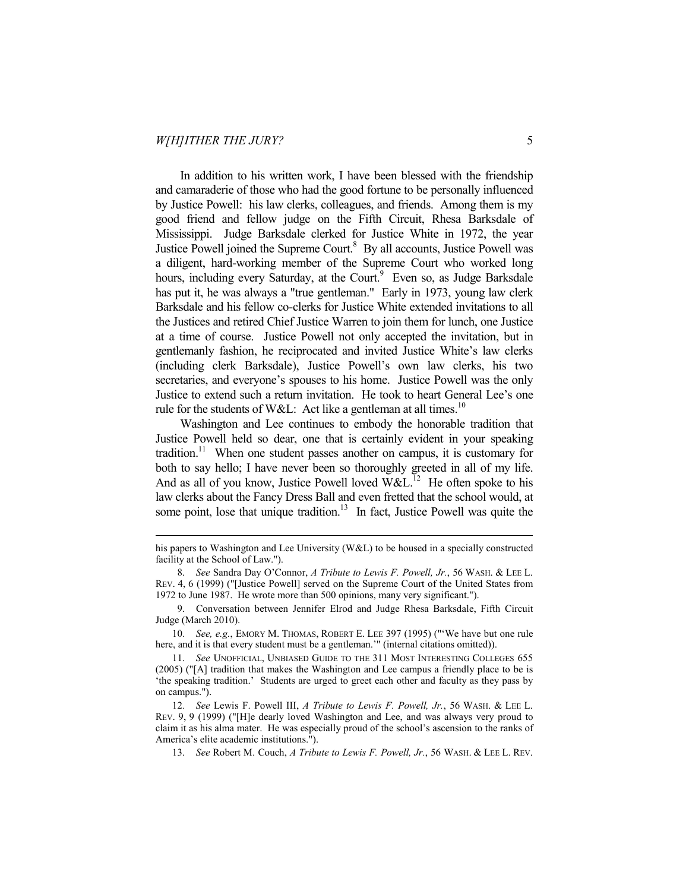In addition to his written work, I have been blessed with the friendship and camaraderie of those who had the good fortune to be personally influenced by Justice Powell: his law clerks, colleagues, and friends. Among them is my good friend and fellow judge on the Fifth Circuit, Rhesa Barksdale of Mississippi. Judge Barksdale clerked for Justice White in 1972, the year Justice Powell joined the Supreme Court.[8] By all accounts, Justice Powell was a diligent, hard-working member of the Supreme Court who worked long hours, including every Saturday, at the Court.[9] Even so, as Judge Barksdale has put it, he was always a "true gentleman." Early in 1973, young law clerk Barksdale and his fellow co-clerks for Justice White extended invitations to all the Justices and retired Chief Justice Warren to join them for lunch, one Justice at a time of course. Justice Powell not only accepted the invitation, but in gentlemanly fashion, he reciprocated and invited Justice White's law clerks (including clerk Barksdale), Justice Powell's own law clerks, his two secretaries, and everyone's spouses to his home. Justice Powell was the only Justice to extend such a return invitation. He took to heart General Lee's one rule for the students of W&L: Act like a gentleman at all times.[10]

Washington and Lee continues to embody the honorable tradition that Justice Powell held so dear, one that is certainly evident in your speaking tradition.[11] When one student passes another on campus, it is customary for both to say hello; I have never been so thoroughly greeted in all of my life. And as all of you know, Justice Powell loved W&L.[12] He often spoke to his law clerks about the Fancy Dress Ball and even fretted that the school would, at some point, lose that unique tradition.[13] In fact, Justice Powell was quite the

---

his papers to Washington and Lee University (W&L) to be housed in a specially constructed facility at the School of Law.").

8. *See* Sandra Day O'Connor, *A Tribute to Lewis F. Powell, Jr.*, 56 WASH. & LEE L. REV. 4, 6 (1999) ("[Justice Powell] served on the Supreme Court of the United States from 1972 to June 1987. He wrote more than 500 opinions, many very significant.").

9. Conversation between Jennifer Elrod and Judge Rhesa Barksdale, Fifth Circuit Judge (March 2010).

10. *See, e.g.*, EMORY M. THOMAS, ROBERT E. LEE 397 (1995) ("'We have but one rule here, and it is that every student must be a gentleman.'" (internal citations omitted)).

11. *See* UNOFFICIAL, UNBIASED GUIDE TO THE 311 MOST INTERESTING COLLEGES 655 (2005) ("[A] tradition that makes the Washington and Lee campus a friendly place to be is 'the speaking tradition.' Students are urged to greet each other and faculty as they pass by on campus.").

12. *See* Lewis F. Powell III, *A Tribute to Lewis F. Powell, Jr.*, 56 WASH. & LEE L. REV. 9, 9 (1999) ("[H]e dearly loved Washington and Lee, and was always very proud to claim it as his alma mater. He was especially proud of the school's ascension to the ranks of America's elite academic institutions.").

13. *See* Robert M. Couch, *A Tribute to Lewis F. Powell, Jr.*, 56 WASH. & LEE L. REV.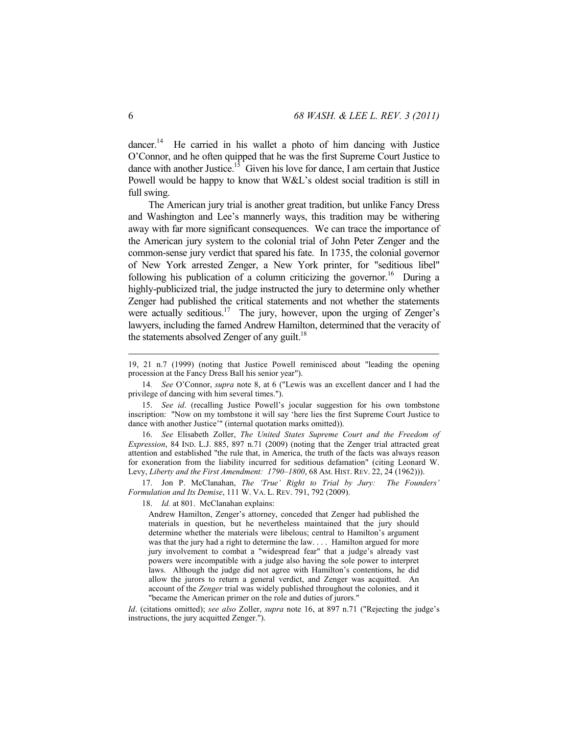dancer.[14] He carried in his wallet a photo of him dancing with Justice O'Connor, and he often quipped that he was the first Supreme Court Justice to dance with another Justice.[15] Given his love for dance, I am certain that Justice Powell would be happy to know that W&L's oldest social tradition is still in full swing.

The American jury trial is another great tradition, but unlike Fancy Dress and Washington and Lee's mannerly ways, this tradition may be withering away with far more significant consequences. We can trace the importance of the American jury system to the colonial trial of John Peter Zenger and the common-sense jury verdict that spared his fate. In 1735, the colonial governor of New York arrested Zenger, a New York printer, for "seditious libel" following his publication of a column criticizing the governor.[16] During a highly-publicized trial, the judge instructed the jury to determine only whether Zenger had published the critical statements and not whether the statements were actually seditious.[17] The jury, however, upon the urging of Zenger's lawyers, including the famed Andrew Hamilton, determined that the veracity of the statements absolved Zenger of any guilt.[18]

---

19, 21 n.7 (1999) (noting that Justice Powell reminisced about "leading the opening procession at the Fancy Dress Ball his senior year").

14. *See* O'Connor, *supra* note 8, at 6 ("Lewis was an excellent dancer and I had the privilege of dancing with him several times.").

15. *See id*. (recalling Justice Powell's jocular suggestion for his own tombstone inscription: "Now on my tombstone it will say 'here lies the first Supreme Court Justice to dance with another Justice'" (internal quotation marks omitted)).

16. *See* Elisabeth Zoller, *The United States Supreme Court and the Freedom of Expression*, 84 IND. L.J. 885, 897 n.71 (2009) (noting that the Zenger trial attracted great attention and established "the rule that, in America, the truth of the facts was always reason for exoneration from the liability incurred for seditious defamation" (citing Leonard W. Levy, *Liberty and the First Amendment: 1790–1800*, 68 AM. HIST. REV. 22, 24 (1962))).

17. Jon P. McClanahan, *The 'True' Right to Trial by Jury: The Founders' Formulation and Its Demise*, 111 W. VA. L. REV. 791, 792 (2009).

18. *Id.* at 801. McClanahan explains:

> Andrew Hamilton, Zenger's attorney, conceded that Zenger had published the materials in question, but he nevertheless maintained that the jury should determine whether the materials were libelous; central to Hamilton's argument was that the jury had a right to determine the law. . . . Hamilton argued for more jury involvement to combat a "widespread fear" that a judge's already vast powers were incompatible with a judge also having the sole power to interpret laws. Although the judge did not agree with Hamilton's contentions, he did allow the jurors to return a general verdict, and Zenger was acquitted. An account of the *Zenger* trial was widely published throughout the colonies, and it "became the American primer on the role and duties of jurors."

*Id*. (citations omitted); *see also* Zoller, *supra* note 16, at 897 n.71 ("Rejecting the judge's instructions, the jury acquitted Zenger.").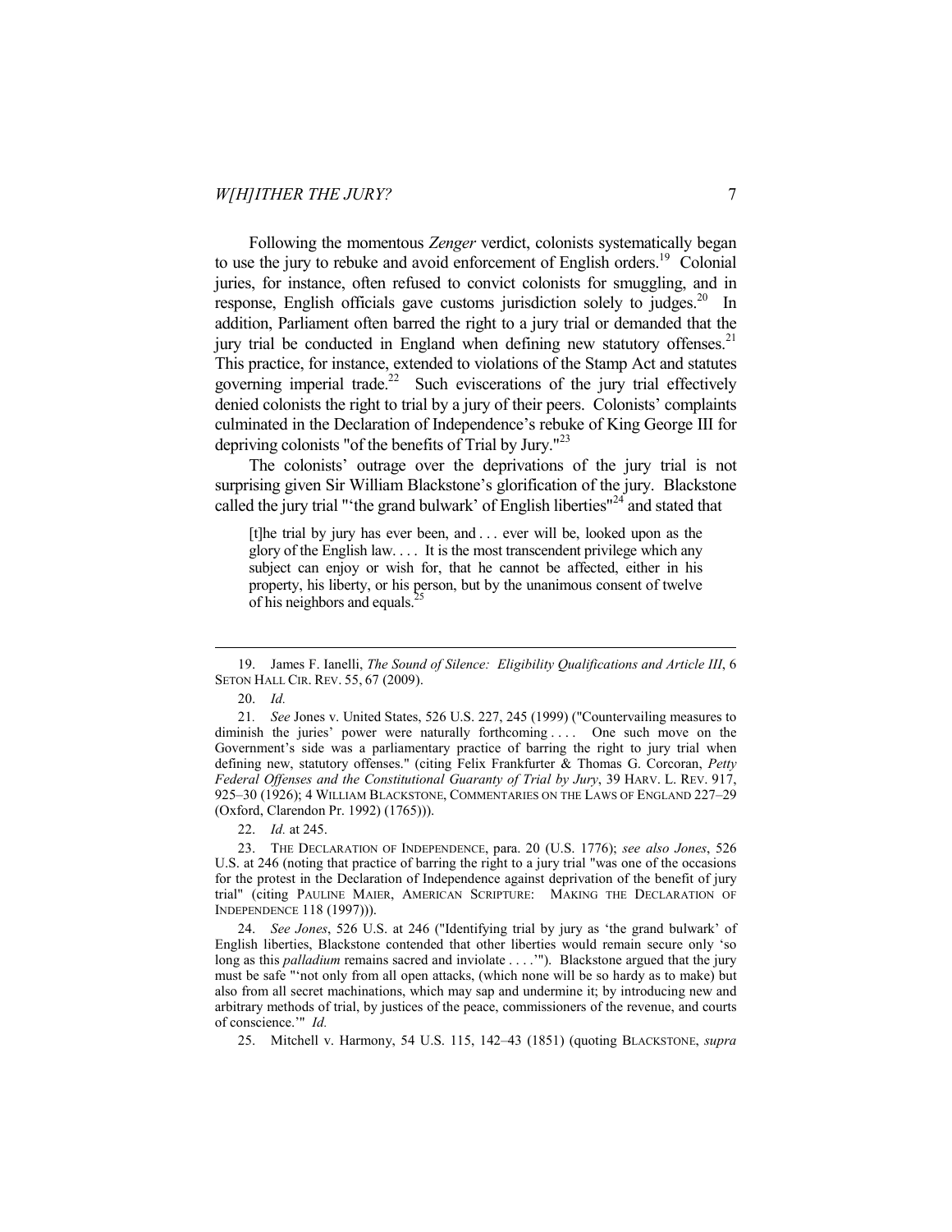Following the momentous *Zenger* verdict, colonists systematically began to use the jury to rebuke and avoid enforcement of English orders.[19] Colonial juries, for instance, often refused to convict colonists for smuggling, and in response, English officials gave customs jurisdiction solely to judges.[20] In addition, Parliament often barred the right to a jury trial or demanded that the jury trial be conducted in England when defining new statutory offenses.[21] This practice, for instance, extended to violations of the Stamp Act and statutes governing imperial trade.[22] Such eviscerations of the jury trial effectively denied colonists the right to trial by a jury of their peers. Colonists' complaints culminated in the Declaration of Independence's rebuke of King George III for depriving colonists "of the benefits of Trial by Jury."[23]

The colonists' outrage over the deprivations of the jury trial is not surprising given Sir William Blackstone's glorification of the jury. Blackstone called the jury trial "'the grand bulwark' of English liberties"[24] and stated that

> [t]he trial by jury has ever been, and . . . ever will be, looked upon as the glory of the English law. . . . It is the most transcendent privilege which any subject can enjoy or wish for, that he cannot be affected, either in his property, his liberty, or his person, but by the unanimous consent of twelve of his neighbors and equals.[25]

---

19. James F. Ianelli, *The Sound of Silence: Eligibility Qualifications and Article III*, 6 SETON HALL CIR. REV. 55, 67 (2009).

20. *Id.*

21. *See* Jones v. United States, 526 U.S. 227, 245 (1999) ("Countervailing measures to diminish the juries' power were naturally forthcoming . . . . One such move on the Government's side was a parliamentary practice of barring the right to jury trial when defining new, statutory offenses." (citing Felix Frankfurter & Thomas G. Corcoran, *Petty Federal Offenses and the Constitutional Guaranty of Trial by Jury*, 39 HARV. L. REV. 917, 925–30 (1926); 4 WILLIAM BLACKSTONE, COMMENTARIES ON THE LAWS OF ENGLAND 227–29 (Oxford, Clarendon Pr. 1992) (1765))).

22. *Id.* at 245.

23. THE DECLARATION OF INDEPENDENCE, para. 20 (U.S. 1776); *see also Jones*, 526 U.S. at 246 (noting that practice of barring the right to a jury trial "was one of the occasions for the protest in the Declaration of Independence against deprivation of the benefit of jury trial" (citing PAULINE MAIER, AMERICAN SCRIPTURE: MAKING THE DECLARATION OF INDEPENDENCE 118 (1997))).

24. *See Jones*, 526 U.S. at 246 ("Identifying trial by jury as 'the grand bulwark' of English liberties, Blackstone contended that other liberties would remain secure only 'so long as this *palladium* remains sacred and inviolate . . . .'"). Blackstone argued that the jury must be safe "'not only from all open attacks, (which none will be so hardy as to make) but also from all secret machinations, which may sap and undermine it; by introducing new and arbitrary methods of trial, by justices of the peace, commissioners of the revenue, and courts of conscience.'" *Id.*

25. Mitchell v. Harmony, 54 U.S. 115, 142–43 (1851) (quoting BLACKSTONE, *supra*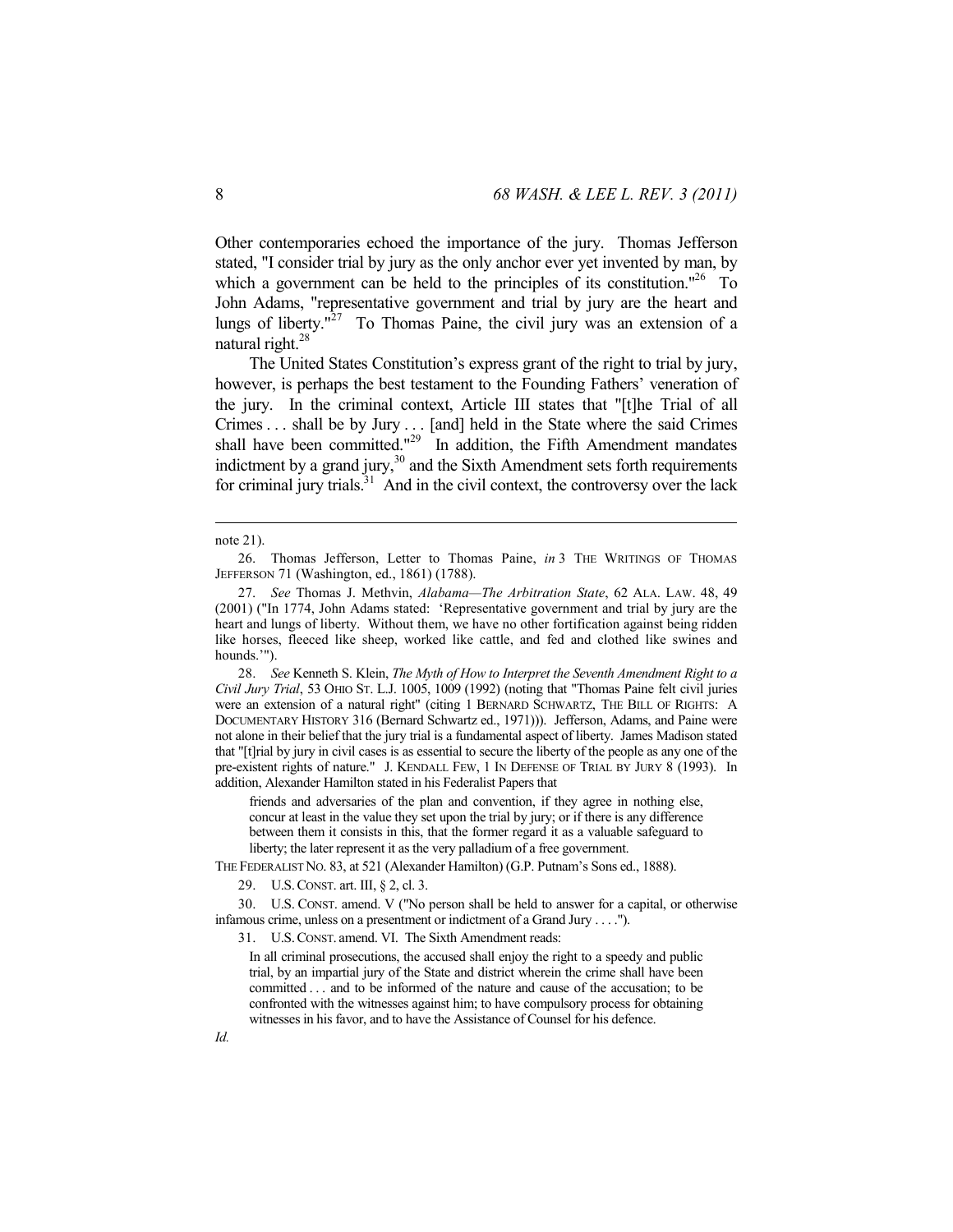Other contemporaries echoed the importance of the jury. Thomas Jefferson stated, "I consider trial by jury as the only anchor ever yet invented by man, by which a government can be held to the principles of its constitution."[26] To John Adams, "representative government and trial by jury are the heart and lungs of liberty."[27] To Thomas Paine, the civil jury was an extension of a natural right.[28]

The United States Constitution's express grant of the right to trial by jury, however, is perhaps the best testament to the Founding Fathers' veneration of the jury. In the criminal context, Article III states that "[t]he Trial of all Crimes . . . shall be by Jury . . . [and] held in the State where the said Crimes shall have been committed."[29] In addition, the Fifth Amendment mandates indictment by a grand jury,[30] and the Sixth Amendment sets forth requirements for criminal jury trials.[31] And in the civil context, the controversy over the lack

---

note 21).

26. Thomas Jefferson, Letter to Thomas Paine, *in* 3 THE WRITINGS OF THOMAS JEFFERSON 71 (Washington, ed., 1861) (1788).

27. *See* Thomas J. Methvin, *Alabama—The Arbitration State*, 62 ALA. LAW. 48, 49 (2001) ("In 1774, John Adams stated: 'Representative government and trial by jury are the heart and lungs of liberty. Without them, we have no other fortification against being ridden like horses, fleeced like sheep, worked like cattle, and fed and clothed like swines and hounds.'").

28. *See* Kenneth S. Klein, *The Myth of How to Interpret the Seventh Amendment Right to a Civil Jury Trial*, 53 OHIO ST. L.J. 1005, 1009 (1992) (noting that "Thomas Paine felt civil juries were an extension of a natural right" (citing 1 BERNARD SCHWARTZ, THE BILL OF RIGHTS: A DOCUMENTARY HISTORY 316 (Bernard Schwartz ed., 1971))). Jefferson, Adams, and Paine were not alone in their belief that the jury trial is a fundamental aspect of liberty. James Madison stated that "[t]rial by jury in civil cases is as essential to secure the liberty of the people as any one of the pre-existent rights of nature." J. KENDALL FEW, 1 IN DEFENSE OF TRIAL BY JURY 8 (1993). In addition, Alexander Hamilton stated in his Federalist Papers that

> friends and adversaries of the plan and convention, if they agree in nothing else, concur at least in the value they set upon the trial by jury; or if there is any difference between them it consists in this, that the former regard it as a valuable safeguard to liberty; the later represent it as the very palladium of a free government.

THE FEDERALIST NO. 83, at 521 (Alexander Hamilton) (G.P. Putnam's Sons ed., 1888).

29. U.S. CONST. art. III, § 2, cl. 3.

30. U.S. CONST. amend. V ("No person shall be held to answer for a capital, or otherwise infamous crime, unless on a presentment or indictment of a Grand Jury . . . .").

31. U.S. CONST. amend. VI. The Sixth Amendment reads:

> In all criminal prosecutions, the accused shall enjoy the right to a speedy and public trial, by an impartial jury of the State and district wherein the crime shall have been committed . . . and to be informed of the nature and cause of the accusation; to be confronted with the witnesses against him; to have compulsory process for obtaining witnesses in his favor, and to have the Assistance of Counsel for his defence.

*Id.*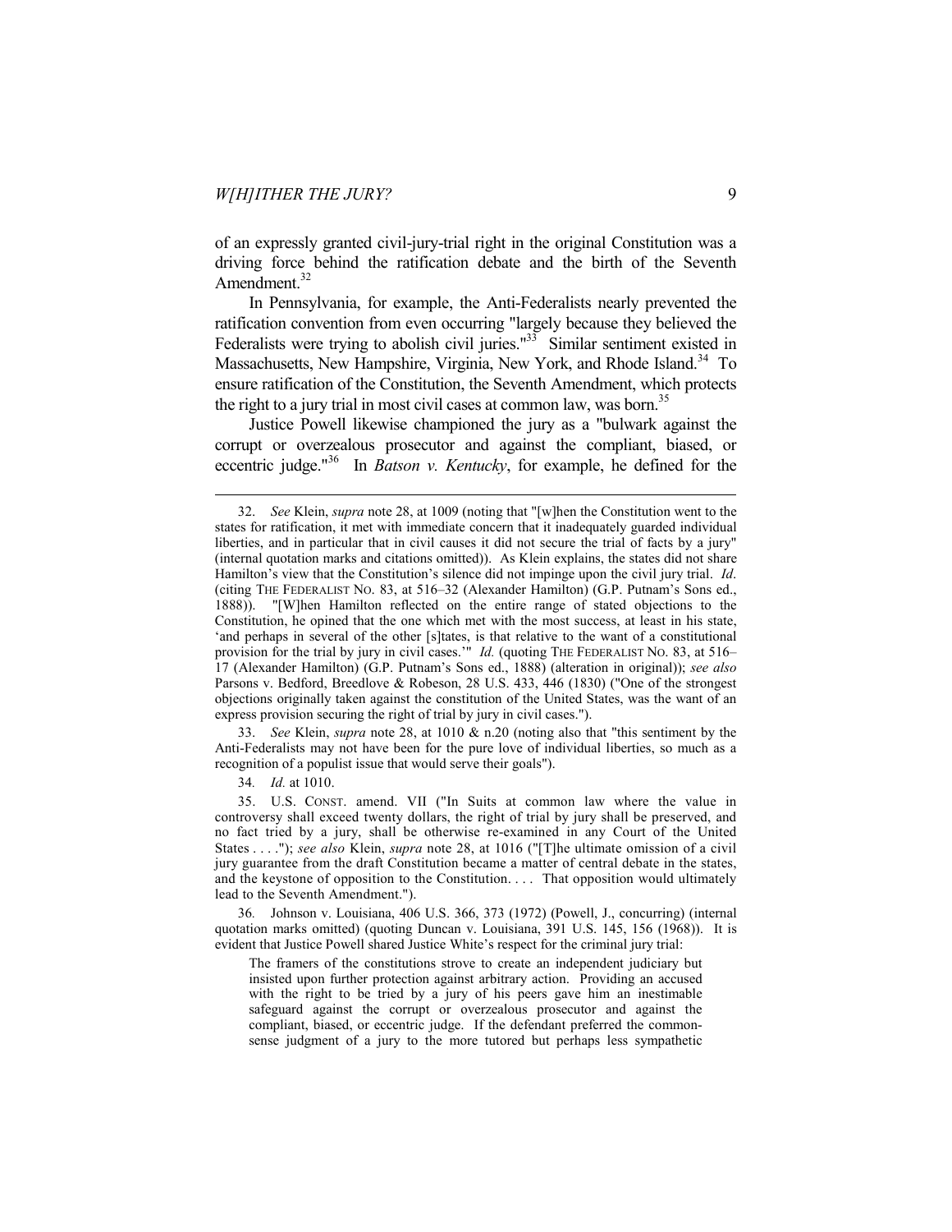of an expressly granted civil-jury-trial right in the original Constitution was a driving force behind the ratification debate and the birth of the Seventh Amendment.[32]

In Pennsylvania, for example, the Anti-Federalists nearly prevented the ratification convention from even occurring "largely because they believed the Federalists were trying to abolish civil juries."[33] Similar sentiment existed in Massachusetts, New Hampshire, Virginia, New York, and Rhode Island.[34] To ensure ratification of the Constitution, the Seventh Amendment, which protects the right to a jury trial in most civil cases at common law, was born.[35]

Justice Powell likewise championed the jury as a "bulwark against the corrupt or overzealous prosecutor and against the compliant, biased, or eccentric judge."[36] In *Batson v. Kentucky*, for example, he defined for the

---

32. *See* Klein, *supra* note 28, at 1009 (noting that "[w]hen the Constitution went to the states for ratification, it met with immediate concern that it inadequately guarded individual liberties, and in particular that in civil causes it did not secure the trial of facts by a jury" (internal quotation marks and citations omitted)). As Klein explains, the states did not share Hamilton's view that the Constitution's silence did not impinge upon the civil jury trial. *Id*. (citing THE FEDERALIST NO. 83, at 516–32 (Alexander Hamilton) (G.P. Putnam's Sons ed., 1888)). "[W]hen Hamilton reflected on the entire range of stated objections to the Constitution, he opined that the one which met with the most success, at least in his state, 'and perhaps in several of the other [s]tates, is that relative to the want of a constitutional provision for the trial by jury in civil cases.'" *Id.* (quoting THE FEDERALIST NO. 83, at 516–17 (Alexander Hamilton) (G.P. Putnam's Sons ed., 1888) (alteration in original)); *see also* Parsons v. Bedford, Breedlove & Robeson, 28 U.S. 433, 446 (1830) ("One of the strongest objections originally taken against the constitution of the United States, was the want of an express provision securing the right of trial by jury in civil cases.").

33. *See* Klein, *supra* note 28, at 1010 & n.20 (noting also that "this sentiment by the Anti-Federalists may not have been for the pure love of individual liberties, so much as a recognition of a populist issue that would serve their goals").

34. *Id.* at 1010.

35. U.S. CONST. amend. VII ("In Suits at common law where the value in controversy shall exceed twenty dollars, the right of trial by jury shall be preserved, and no fact tried by a jury, shall be otherwise re-examined in any Court of the United States . . . ."); *see also* Klein, *supra* note 28, at 1016 ("[T]he ultimate omission of a civil jury guarantee from the draft Constitution became a matter of central debate in the states, and the keystone of opposition to the Constitution. . . . That opposition would ultimately lead to the Seventh Amendment.").

36. Johnson v. Louisiana, 406 U.S. 366, 373 (1972) (Powell, J., concurring) (internal quotation marks omitted) (quoting Duncan v. Louisiana, 391 U.S. 145, 156 (1968)). It is evident that Justice Powell shared Justice White's respect for the criminal jury trial:

> The framers of the constitutions strove to create an independent judiciary but insisted upon further protection against arbitrary action. Providing an accused with the right to be tried by a jury of his peers gave him an inestimable safeguard against the corrupt or overzealous prosecutor and against the compliant, biased, or eccentric judge. If the defendant preferred the common-sense judgment of a jury to the more tutored but perhaps less sympathetic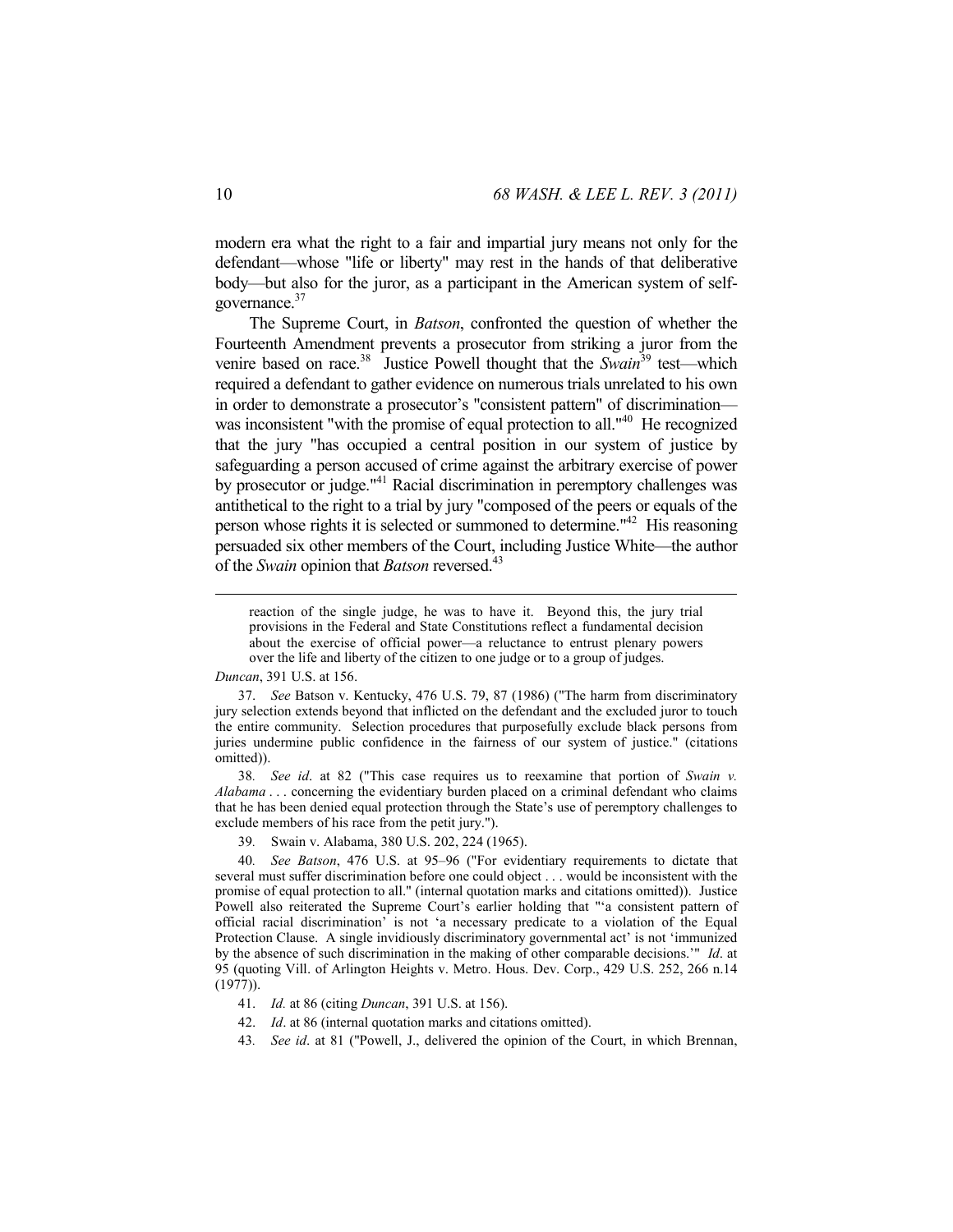modern era what the right to a fair and impartial jury means not only for the defendant—whose "life or liberty" may rest in the hands of that deliberative body—but also for the juror, as a participant in the American system of self-governance.[37]

The Supreme Court, in *Batson*, confronted the question of whether the Fourteenth Amendment prevents a prosecutor from striking a juror from the venire based on race.[38] Justice Powell thought that the *Swain*[39] test—which required a defendant to gather evidence on numerous trials unrelated to his own in order to demonstrate a prosecutor's "consistent pattern" of discrimination—was inconsistent "with the promise of equal protection to all."[40] He recognized that the jury "has occupied a central position in our system of justice by safeguarding a person accused of crime against the arbitrary exercise of power by prosecutor or judge."[41] Racial discrimination in peremptory challenges was antithetical to the right to a trial by jury "composed of the peers or equals of the person whose rights it is selected or summoned to determine."[42] His reasoning persuaded six other members of the Court, including Justice White—the author of the *Swain* opinion that *Batson* reversed.[43]

---

> reaction of the single judge, he was to have it. Beyond this, the jury trial provisions in the Federal and State Constitutions reflect a fundamental decision about the exercise of official power—a reluctance to entrust plenary powers over the life and liberty of the citizen to one judge or to a group of judges.

*Duncan*, 391 U.S. at 156.

37. *See* Batson v. Kentucky, 476 U.S. 79, 87 (1986) ("The harm from discriminatory jury selection extends beyond that inflicted on the defendant and the excluded juror to touch the entire community. Selection procedures that purposefully exclude black persons from juries undermine public confidence in the fairness of our system of justice." (citations omitted)).

38. *See id*. at 82 ("This case requires us to reexamine that portion of *Swain v. Alabama* . . . concerning the evidentiary burden placed on a criminal defendant who claims that he has been denied equal protection through the State's use of peremptory challenges to exclude members of his race from the petit jury.").

39. Swain v. Alabama, 380 U.S. 202, 224 (1965).

40. *See Batson*, 476 U.S. at 95–96 ("For evidentiary requirements to dictate that several must suffer discrimination before one could object . . . would be inconsistent with the promise of equal protection to all." (internal quotation marks and citations omitted)). Justice Powell also reiterated the Supreme Court's earlier holding that "'a consistent pattern of official racial discrimination' is not 'a necessary predicate to a violation of the Equal Protection Clause. A single invidiously discriminatory governmental act' is not 'immunized by the absence of such discrimination in the making of other comparable decisions.'" *Id*. at 95 (quoting Vill. of Arlington Heights v. Metro. Hous. Dev. Corp., 429 U.S. 252, 266 n.14 (1977)).

41. *Id.* at 86 (citing *Duncan*, 391 U.S. at 156).

42. *Id*. at 86 (internal quotation marks and citations omitted).

43. *See id*. at 81 ("Powell, J., delivered the opinion of the Court, in which Brennan,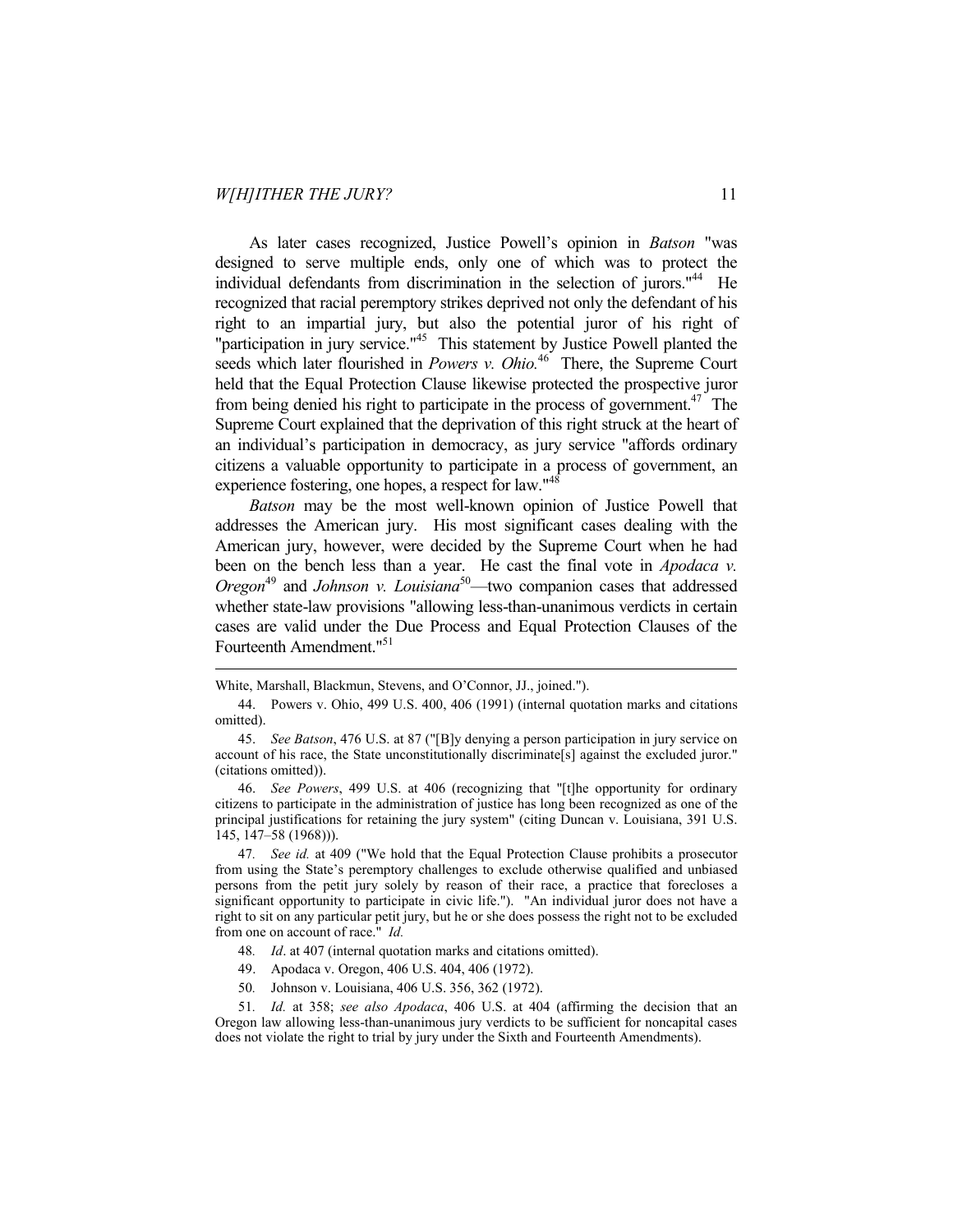As later cases recognized, Justice Powell's opinion in *Batson* "was designed to serve multiple ends, only one of which was to protect the individual defendants from discrimination in the selection of jurors."[44] He recognized that racial peremptory strikes deprived not only the defendant of his right to an impartial jury, but also the potential juror of his right of "participation in jury service."[45] This statement by Justice Powell planted the seeds which later flourished in *Powers v. Ohio.*[46] There, the Supreme Court held that the Equal Protection Clause likewise protected the prospective juror from being denied his right to participate in the process of government.[47] The Supreme Court explained that the deprivation of this right struck at the heart of an individual's participation in democracy, as jury service "affords ordinary citizens a valuable opportunity to participate in a process of government, an experience fostering, one hopes, a respect for law."[48]

*Batson* may be the most well-known opinion of Justice Powell that addresses the American jury. His most significant cases dealing with the American jury, however, were decided by the Supreme Court when he had been on the bench less than a year. He cast the final vote in *Apodaca v. Oregon*[49] and *Johnson v. Louisiana*[50]—two companion cases that addressed whether state-law provisions "allowing less-than-unanimous verdicts in certain cases are valid under the Due Process and Equal Protection Clauses of the Fourteenth Amendment."[51]

---

White, Marshall, Blackmun, Stevens, and O'Connor, JJ., joined.").

44. Powers v. Ohio, 499 U.S. 400, 406 (1991) (internal quotation marks and citations omitted).

45. *See Batson*, 476 U.S. at 87 ("[B]y denying a person participation in jury service on account of his race, the State unconstitutionally discriminate[s] against the excluded juror." (citations omitted)).

46. *See Powers*, 499 U.S. at 406 (recognizing that "[t]he opportunity for ordinary citizens to participate in the administration of justice has long been recognized as one of the principal justifications for retaining the jury system" (citing Duncan v. Louisiana, 391 U.S. 145, 147–58 (1968))).

47. *See id.* at 409 ("We hold that the Equal Protection Clause prohibits a prosecutor from using the State's peremptory challenges to exclude otherwise qualified and unbiased persons from the petit jury solely by reason of their race, a practice that forecloses a significant opportunity to participate in civic life."). "An individual juror does not have a right to sit on any particular petit jury, but he or she does possess the right not to be excluded from one on account of race." *Id.*

48. *Id*. at 407 (internal quotation marks and citations omitted).

49. Apodaca v. Oregon, 406 U.S. 404, 406 (1972).

50. Johnson v. Louisiana, 406 U.S. 356, 362 (1972).

51. *Id.* at 358; *see also Apodaca*, 406 U.S. at 404 (affirming the decision that an Oregon law allowing less-than-unanimous jury verdicts to be sufficient for noncapital cases does not violate the right to trial by jury under the Sixth and Fourteenth Amendments).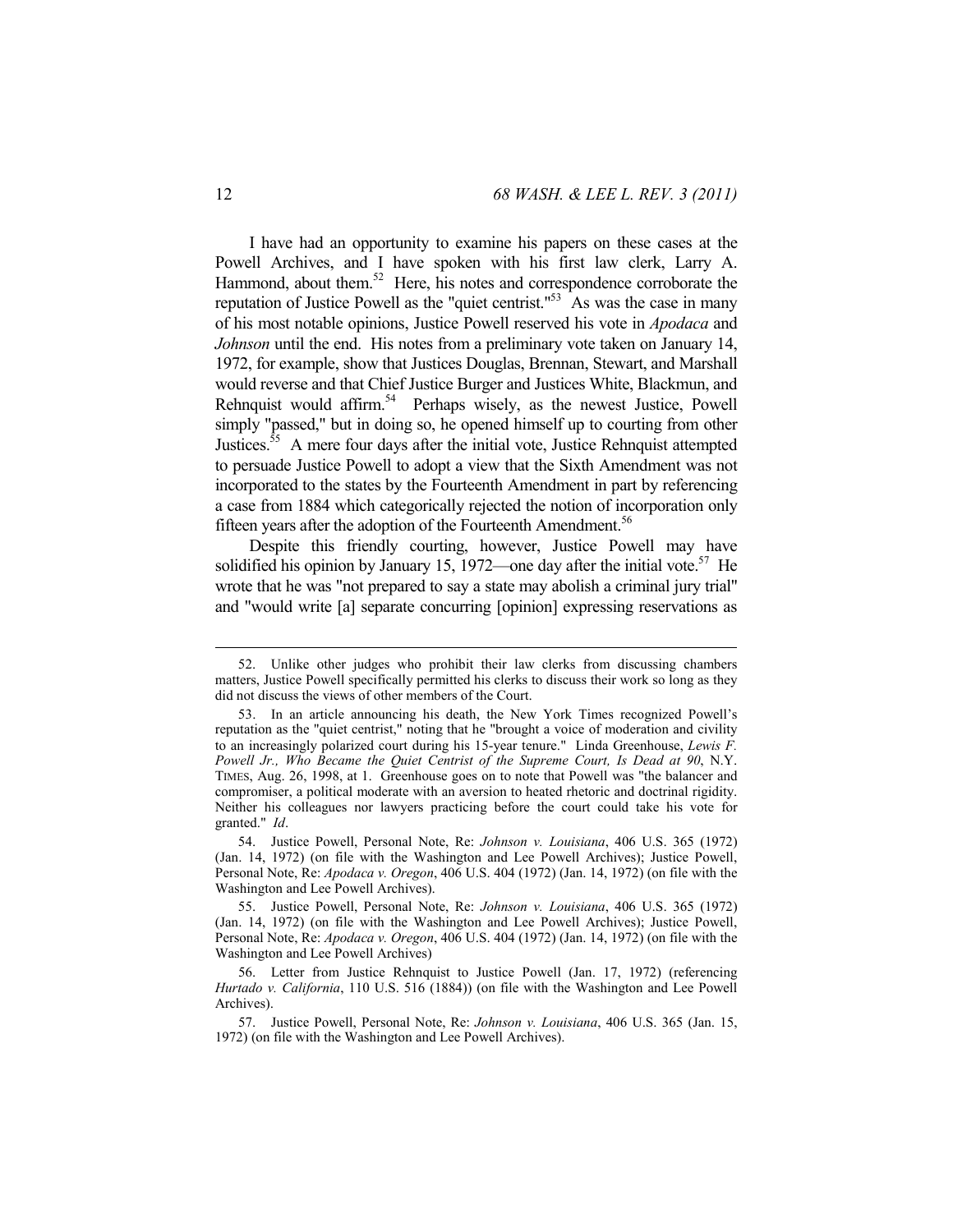I have had an opportunity to examine his papers on these cases at the Powell Archives, and I have spoken with his first law clerk, Larry A. Hammond, about them.[52] Here, his notes and correspondence corroborate the reputation of Justice Powell as the "quiet centrist."[53] As was the case in many of his most notable opinions, Justice Powell reserved his vote in *Apodaca* and *Johnson* until the end. His notes from a preliminary vote taken on January 14, 1972, for example, show that Justices Douglas, Brennan, Stewart, and Marshall would reverse and that Chief Justice Burger and Justices White, Blackmun, and Rehnquist would affirm.[54] Perhaps wisely, as the newest Justice, Powell simply "passed," but in doing so, he opened himself up to courting from other Justices.[55] A mere four days after the initial vote, Justice Rehnquist attempted to persuade Justice Powell to adopt a view that the Sixth Amendment was not incorporated to the states by the Fourteenth Amendment in part by referencing a case from 1884 which categorically rejected the notion of incorporation only fifteen years after the adoption of the Fourteenth Amendment.[56]

Despite this friendly courting, however, Justice Powell may have solidified his opinion by January 15, 1972—one day after the initial vote.[57] He wrote that he was "not prepared to say a state may abolish a criminal jury trial" and "would write [a] separate concurring [opinion] expressing reservations as

---

52. Unlike other judges who prohibit their law clerks from discussing chambers matters, Justice Powell specifically permitted his clerks to discuss their work so long as they did not discuss the views of other members of the Court.

53. In an article announcing his death, the New York Times recognized Powell's reputation as the "quiet centrist," noting that he "brought a voice of moderation and civility to an increasingly polarized court during his 15-year tenure." Linda Greenhouse, *Lewis F. Powell Jr., Who Became the Quiet Centrist of the Supreme Court, Is Dead at 90*, N.Y. TIMES, Aug. 26, 1998, at 1. Greenhouse goes on to note that Powell was "the balancer and compromiser, a political moderate with an aversion to heated rhetoric and doctrinal rigidity. Neither his colleagues nor lawyers practicing before the court could take his vote for granted." *Id*.

54. Justice Powell, Personal Note, Re: *Johnson v. Louisiana*, 406 U.S. 365 (1972) (Jan. 14, 1972) (on file with the Washington and Lee Powell Archives); Justice Powell, Personal Note, Re: *Apodaca v. Oregon*, 406 U.S. 404 (1972) (Jan. 14, 1972) (on file with the Washington and Lee Powell Archives).

55. Justice Powell, Personal Note, Re: *Johnson v. Louisiana*, 406 U.S. 365 (1972) (Jan. 14, 1972) (on file with the Washington and Lee Powell Archives); Justice Powell, Personal Note, Re: *Apodaca v. Oregon*, 406 U.S. 404 (1972) (Jan. 14, 1972) (on file with the Washington and Lee Powell Archives)

56. Letter from Justice Rehnquist to Justice Powell (Jan. 17, 1972) (referencing *Hurtado v. California*, 110 U.S. 516 (1884)) (on file with the Washington and Lee Powell Archives).

57. Justice Powell, Personal Note, Re: *Johnson v. Louisiana*, 406 U.S. 365 (Jan. 15, 1972) (on file with the Washington and Lee Powell Archives).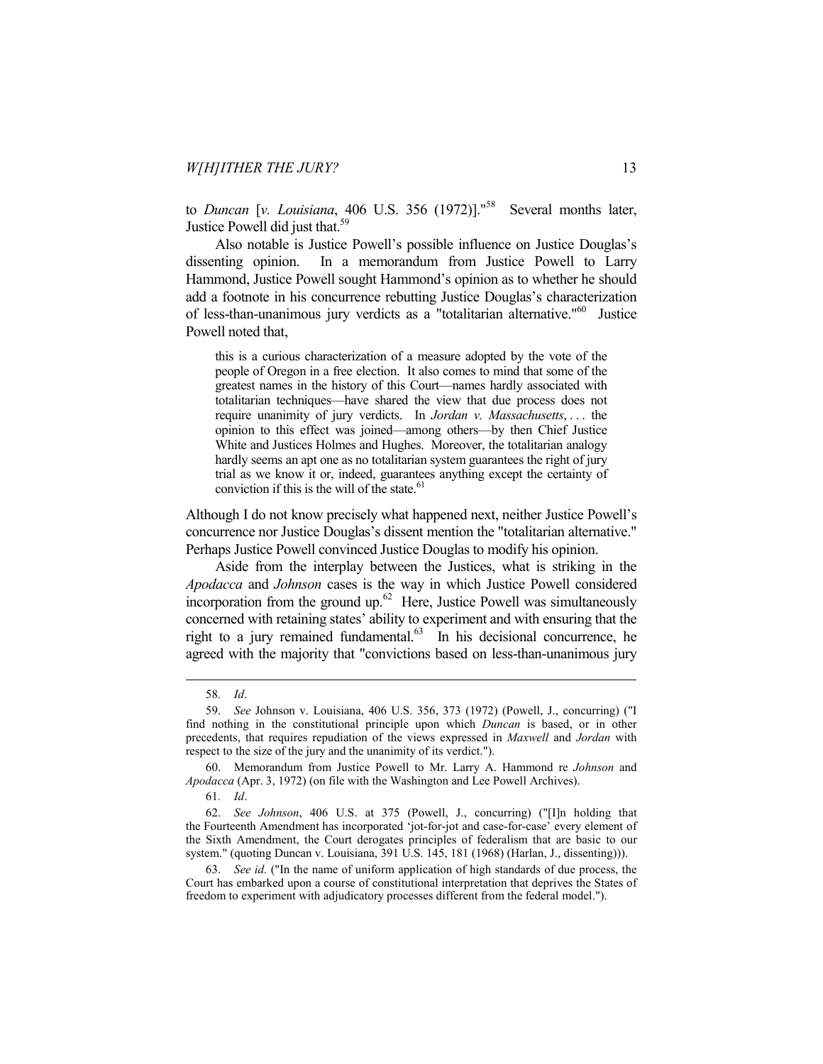to *Duncan* [*v. Louisiana*, 406 U.S. 356 (1972)]."[58] Several months later, Justice Powell did just that.[59]

Also notable is Justice Powell's possible influence on Justice Douglas's dissenting opinion. In a memorandum from Justice Powell to Larry Hammond, Justice Powell sought Hammond's opinion as to whether he should add a footnote in his concurrence rebutting Justice Douglas's characterization of less-than-unanimous jury verdicts as a "totalitarian alternative."[60] Justice Powell noted that,

> this is a curious characterization of a measure adopted by the vote of the people of Oregon in a free election. It also comes to mind that some of the greatest names in the history of this Court—names hardly associated with totalitarian techniques—have shared the view that due process does not require unanimity of jury verdicts. In *Jordan v. Massachusetts*, . . . the opinion to this effect was joined—among others—by then Chief Justice White and Justices Holmes and Hughes. Moreover, the totalitarian analogy hardly seems an apt one as no totalitarian system guarantees the right of jury trial as we know it or, indeed, guarantees anything except the certainty of conviction if this is the will of the state.[61]

Although I do not know precisely what happened next, neither Justice Powell's concurrence nor Justice Douglas's dissent mention the "totalitarian alternative." Perhaps Justice Powell convinced Justice Douglas to modify his opinion.

Aside from the interplay between the Justices, what is striking in the *Apodacca* and *Johnson* cases is the way in which Justice Powell considered incorporation from the ground up.[62] Here, Justice Powell was simultaneously concerned with retaining states' ability to experiment and with ensuring that the right to a jury remained fundamental.[63] In his decisional concurrence, he agreed with the majority that "convictions based on less-than-unanimous jury

---

58. *Id*.

59. *See* Johnson v. Louisiana, 406 U.S. 356, 373 (1972) (Powell, J., concurring) ("I find nothing in the constitutional principle upon which *Duncan* is based, or in other precedents, that requires repudiation of the views expressed in *Maxwell* and *Jordan* with respect to the size of the jury and the unanimity of its verdict.").

60. Memorandum from Justice Powell to Mr. Larry A. Hammond re *Johnson* and *Apodacca* (Apr. 3, 1972) (on file with the Washington and Lee Powell Archives).

61. *Id*.

62. *See Johnson*, 406 U.S. at 375 (Powell, J., concurring) ("[I]n holding that the Fourteenth Amendment has incorporated 'jot-for-jot and case-for-case' every element of the Sixth Amendment, the Court derogates principles of federalism that are basic to our system." (quoting Duncan v. Louisiana, 391 U.S. 145, 181 (1968) (Harlan, J., dissenting))).

63. *See id.* ("In the name of uniform application of high standards of due process, the Court has embarked upon a course of constitutional interpretation that deprives the States of freedom to experiment with adjudicatory processes different from the federal model.").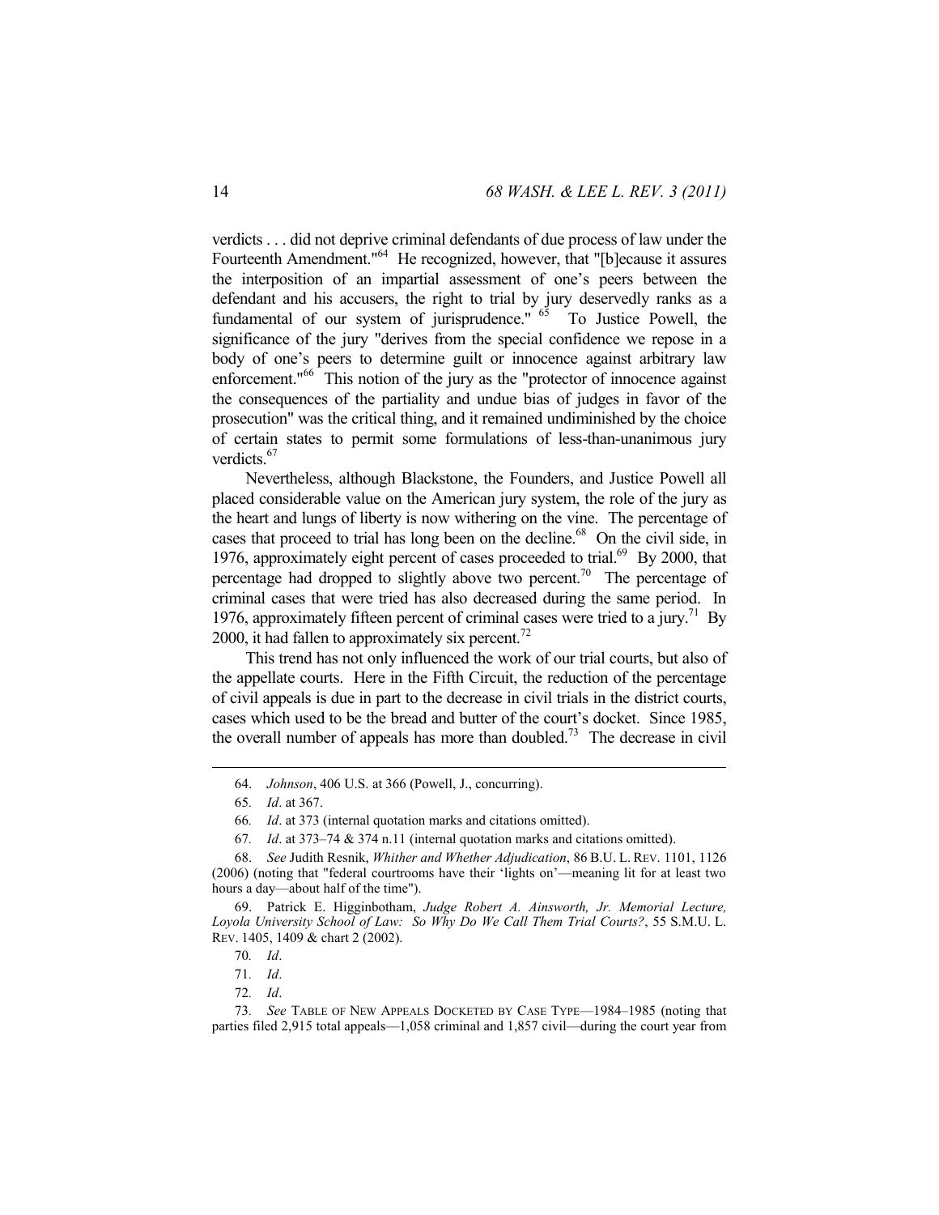verdicts . . . did not deprive criminal defendants of due process of law under the Fourteenth Amendment."[64] He recognized, however, that "[b]ecause it assures the interposition of an impartial assessment of one's peers between the defendant and his accusers, the right to trial by jury deservedly ranks as a fundamental of our system of jurisprudence."[65] To Justice Powell, the significance of the jury "derives from the special confidence we repose in a body of one's peers to determine guilt or innocence against arbitrary law enforcement."[66] This notion of the jury as the "protector of innocence against the consequences of the partiality and undue bias of judges in favor of the prosecution" was the critical thing, and it remained undiminished by the choice of certain states to permit some formulations of less-than-unanimous jury verdicts.[67]

Nevertheless, although Blackstone, the Founders, and Justice Powell all placed considerable value on the American jury system, the role of the jury as the heart and lungs of liberty is now withering on the vine. The percentage of cases that proceed to trial has long been on the decline.[68] On the civil side, in 1976, approximately eight percent of cases proceeded to trial.[69] By 2000, that percentage had dropped to slightly above two percent.[70] The percentage of criminal cases that were tried has also decreased during the same period. In 1976, approximately fifteen percent of criminal cases were tried to a jury.[71] By 2000, it had fallen to approximately six percent.[72]

This trend has not only influenced the work of our trial courts, but also of the appellate courts. Here in the Fifth Circuit, the reduction of the percentage of civil appeals is due in part to the decrease in civil trials in the district courts, cases which used to be the bread and butter of the court's docket. Since 1985, the overall number of appeals has more than doubled.[73] The decrease in civil

---

64. *Johnson*, 406 U.S. at 366 (Powell, J., concurring).

65. *Id*. at 367.

66. *Id*. at 373 (internal quotation marks and citations omitted).

67. *Id*. at 373–74 & 374 n.11 (internal quotation marks and citations omitted).

68. *See* Judith Resnik, *Whither and Whether Adjudication*, 86 B.U. L. REV. 1101, 1126 (2006) (noting that "federal courtrooms have their 'lights on'—meaning lit for at least two hours a day—about half of the time").

69. Patrick E. Higginbotham, *Judge Robert A. Ainsworth, Jr. Memorial Lecture, Loyola University School of Law: So Why Do We Call Them Trial Courts?*, 55 S.M.U. L. REV. 1405, 1409 & chart 2 (2002).

70. *Id*.

71. *Id*.

72. *Id*.

73. *See* TABLE OF NEW APPEALS DOCKETED BY CASE TYPE—1984–1985 (noting that parties filed 2,915 total appeals—1,058 criminal and 1,857 civil—during the court year from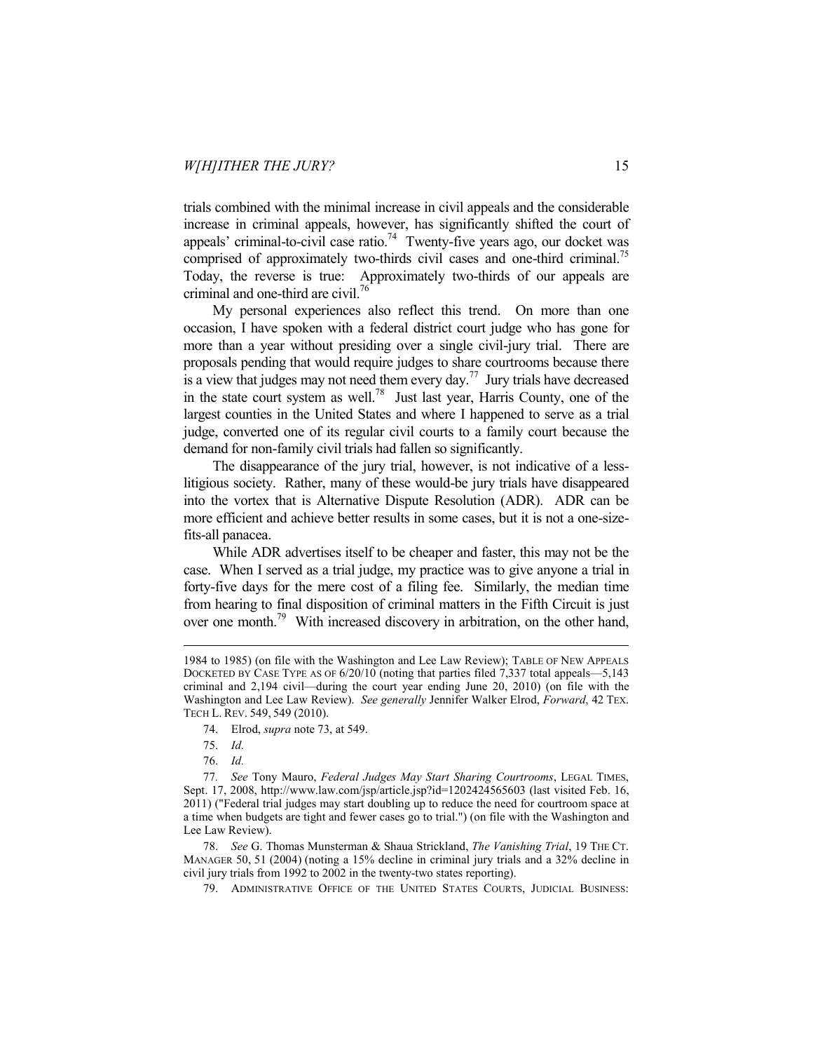trials combined with the minimal increase in civil appeals and the considerable increase in criminal appeals, however, has significantly shifted the court of appeals' criminal-to-civil case ratio.[74] Twenty-five years ago, our docket was comprised of approximately two-thirds civil cases and one-third criminal.[75] Today, the reverse is true: Approximately two-thirds of our appeals are criminal and one-third are civil.[76]

My personal experiences also reflect this trend. On more than one occasion, I have spoken with a federal district court judge who has gone for more than a year without presiding over a single civil-jury trial. There are proposals pending that would require judges to share courtrooms because there is a view that judges may not need them every day.[77] Jury trials have decreased in the state court system as well.[78] Just last year, Harris County, one of the largest counties in the United States and where I happened to serve as a trial judge, converted one of its regular civil courts to a family court because the demand for non-family civil trials had fallen so significantly.

The disappearance of the jury trial, however, is not indicative of a less-litigious society. Rather, many of these would-be jury trials have disappeared into the vortex that is Alternative Dispute Resolution (ADR). ADR can be more efficient and achieve better results in some cases, but it is not a one-size-fits-all panacea.

While ADR advertises itself to be cheaper and faster, this may not be the case. When I served as a trial judge, my practice was to give anyone a trial in forty-five days for the mere cost of a filing fee. Similarly, the median time from hearing to final disposition of criminal matters in the Fifth Circuit is just over one month.[79] With increased discovery in arbitration, on the other hand,

---

1984 to 1985) (on file with the Washington and Lee Law Review); TABLE OF NEW APPEALS DOCKETED BY CASE TYPE AS OF 6/20/10 (noting that parties filed 7,337 total appeals—5,143 criminal and 2,194 civil—during the court year ending June 20, 2010) (on file with the Washington and Lee Law Review). *See generally* Jennifer Walker Elrod, *Forward*, 42 TEX. TECH L. REV. 549, 549 (2010).

74. Elrod, *supra* note 73, at 549.

75. *Id.*

76. *Id.*

77. *See* Tony Mauro, *Federal Judges May Start Sharing Courtrooms*, LEGAL TIMES, Sept. 17, 2008, http://www.law.com/jsp/article.jsp?id=1202424565603 (last visited Feb. 16, 2011) ("Federal trial judges may start doubling up to reduce the need for courtroom space at a time when budgets are tight and fewer cases go to trial.") (on file with the Washington and Lee Law Review).

78. *See* G. Thomas Munsterman & Shaua Strickland, *The Vanishing Trial*, 19 THE CT. MANAGER 50, 51 (2004) (noting a 15% decline in criminal jury trials and a 32% decline in civil jury trials from 1992 to 2002 in the twenty-two states reporting).

79. ADMINISTRATIVE OFFICE OF THE UNITED STATES COURTS, JUDICIAL BUSINESS: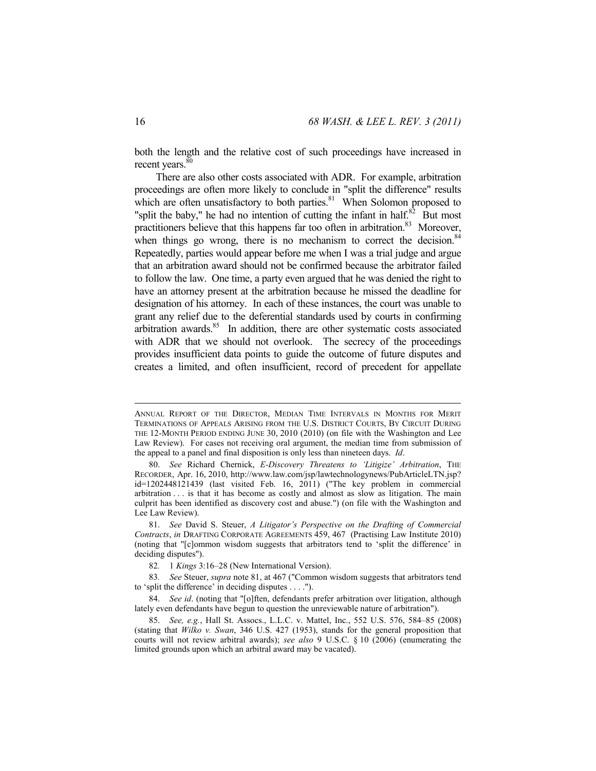both the length and the relative cost of such proceedings have increased in recent years.[80]

There are also other costs associated with ADR. For example, arbitration proceedings are often more likely to conclude in "split the difference" results which are often unsatisfactory to both parties.[81] When Solomon proposed to "split the baby," he had no intention of cutting the infant in half.[82] But most practitioners believe that this happens far too often in arbitration.[83] Moreover, when things go wrong, there is no mechanism to correct the decision.[84] Repeatedly, parties would appear before me when I was a trial judge and argue that an arbitration award should not be confirmed because the arbitrator failed to follow the law. One time, a party even argued that he was denied the right to have an attorney present at the arbitration because he missed the deadline for designation of his attorney. In each of these instances, the court was unable to grant any relief due to the deferential standards used by courts in confirming arbitration awards.[85] In addition, there are other systematic costs associated with ADR that we should not overlook. The secrecy of the proceedings provides insufficient data points to guide the outcome of future disputes and creates a limited, and often insufficient, record of precedent for appellate

---

ANNUAL REPORT OF THE DIRECTOR, MEDIAN TIME INTERVALS IN MONTHS FOR MERIT TERMINATIONS OF APPEALS ARISING FROM THE U.S. DISTRICT COURTS, BY CIRCUIT DURING THE 12-MONTH PERIOD ENDING JUNE 30, 2010 (2010) (on file with the Washington and Lee Law Review). For cases not receiving oral argument, the median time from submission of the appeal to a panel and final disposition is only less than nineteen days. *Id*.

80. *See* Richard Chernick, *E-Discovery Threatens to 'Litigize' Arbitration*, THE RECORDER, Apr. 16, 2010, http://www.law.com/jsp/lawtechnologynews/PubArticleLTN.jsp?id=1202448121439 (last visited Feb. 16, 2011) ("The key problem in commercial arbitration . . . is that it has become as costly and almost as slow as litigation. The main culprit has been identified as discovery cost and abuse.") (on file with the Washington and Lee Law Review).

81. *See* David S. Steuer, *A Litigator's Perspective on the Drafting of Commercial Contracts*, *in* DRAFTING CORPORATE AGREEMENTS 459, 467 (Practising Law Institute 2010) (noting that "[c]ommon wisdom suggests that arbitrators tend to 'split the difference' in deciding disputes").

82. 1 *Kings* 3:16–28 (New International Version).

83. *See* Steuer, *supra* note 81, at 467 ("Common wisdom suggests that arbitrators tend to 'split the difference' in deciding disputes . . . .").

84. *See id*. (noting that "[o]ften, defendants prefer arbitration over litigation, although lately even defendants have begun to question the unreviewable nature of arbitration").

85. *See, e.g.*, Hall St. Assocs., L.L.C. v. Mattel, Inc., 552 U.S. 576, 584–85 (2008) (stating that *Wilko v. Swan*, 346 U.S. 427 (1953), stands for the general proposition that courts will not review arbitral awards); *see also* 9 U.S.C. § 10 (2006) (enumerating the limited grounds upon which an arbitral award may be vacated).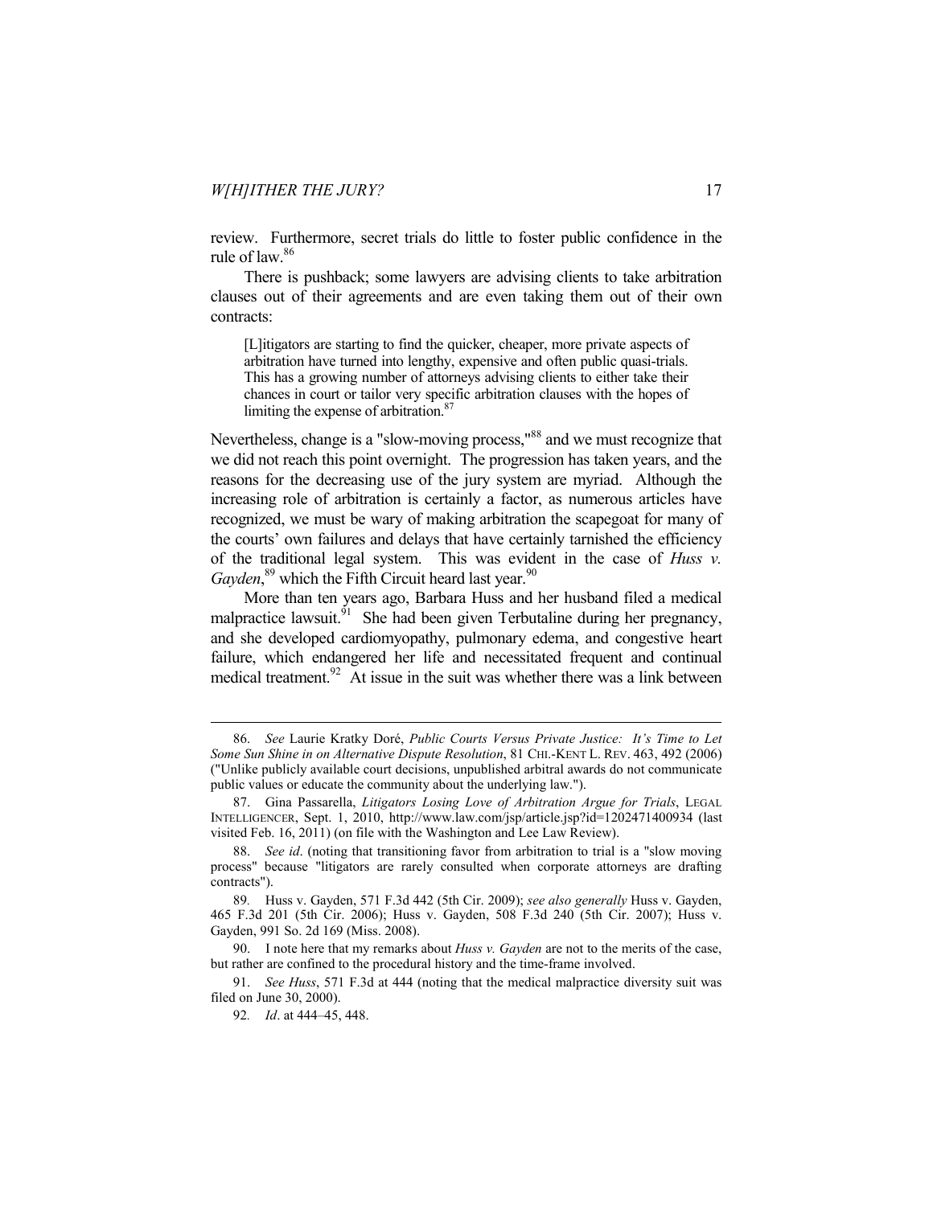review. Furthermore, secret trials do little to foster public confidence in the rule of law.[86]

There is pushback; some lawyers are advising clients to take arbitration clauses out of their agreements and are even taking them out of their own contracts:

> [L]itigators are starting to find the quicker, cheaper, more private aspects of arbitration have turned into lengthy, expensive and often public quasi-trials. This has a growing number of attorneys advising clients to either take their chances in court or tailor very specific arbitration clauses with the hopes of limiting the expense of arbitration.[87]

Nevertheless, change is a "slow-moving process,"[88] and we must recognize that we did not reach this point overnight. The progression has taken years, and the reasons for the decreasing use of the jury system are myriad. Although the increasing role of arbitration is certainly a factor, as numerous articles have recognized, we must be wary of making arbitration the scapegoat for many of the courts' own failures and delays that have certainly tarnished the efficiency of the traditional legal system. This was evident in the case of *Huss v. Gayden*,[89] which the Fifth Circuit heard last year.[90]

More than ten years ago, Barbara Huss and her husband filed a medical malpractice lawsuit.[91] She had been given Terbutaline during her pregnancy, and she developed cardiomyopathy, pulmonary edema, and congestive heart failure, which endangered her life and necessitated frequent and continual medical treatment.[92] At issue in the suit was whether there was a link between

---

86. *See* Laurie Kratky Doré, *Public Courts Versus Private Justice: It's Time to Let Some Sun Shine in on Alternative Dispute Resolution*, 81 CHI.-KENT L. REV. 463, 492 (2006) ("Unlike publicly available court decisions, unpublished arbitral awards do not communicate public values or educate the community about the underlying law.").

87. Gina Passarella, *Litigators Losing Love of Arbitration Argue for Trials*, LEGAL INTELLIGENCER, Sept. 1, 2010, http://www.law.com/jsp/article.jsp?id=1202471400934 (last visited Feb. 16, 2011) (on file with the Washington and Lee Law Review).

88. *See id*. (noting that transitioning favor from arbitration to trial is a "slow moving process" because "litigators are rarely consulted when corporate attorneys are drafting contracts").

89. Huss v. Gayden, 571 F.3d 442 (5th Cir. 2009); *see also generally* Huss v. Gayden, 465 F.3d 201 (5th Cir. 2006); Huss v. Gayden, 508 F.3d 240 (5th Cir. 2007); Huss v. Gayden, 991 So. 2d 169 (Miss. 2008).

90. I note here that my remarks about *Huss v. Gayden* are not to the merits of the case, but rather are confined to the procedural history and the time-frame involved.

91. *See Huss*, 571 F.3d at 444 (noting that the medical malpractice diversity suit was filed on June 30, 2000).

92. *Id*. at 444–45, 448.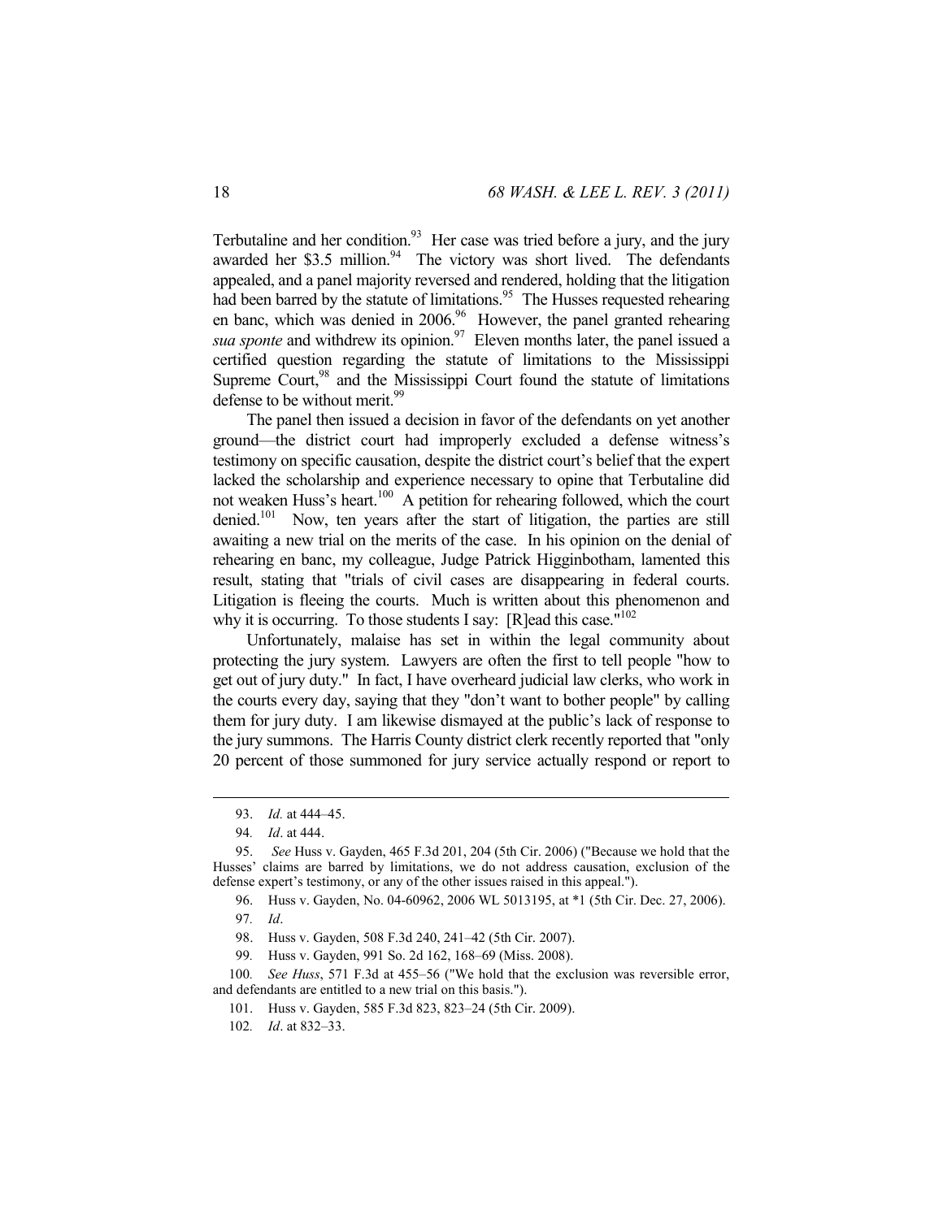Terbutaline and her condition.[93] Her case was tried before a jury, and the jury awarded her $3.5 million.[94] The victory was short lived. The defendants appealed, and a panel majority reversed and rendered, holding that the litigation had been barred by the statute of limitations.[95] The Husses requested rehearing en banc, which was denied in 2006.[96] However, the panel granted rehearing *sua sponte* and withdrew its opinion.[97] Eleven months later, the panel issued a certified question regarding the statute of limitations to the Mississippi Supreme Court,[98] and the Mississippi Court found the statute of limitations defense to be without merit.[99]

The panel then issued a decision in favor of the defendants on yet another ground—the district court had improperly excluded a defense witness's testimony on specific causation, despite the district court's belief that the expert lacked the scholarship and experience necessary to opine that Terbutaline did not weaken Huss's heart.[100] A petition for rehearing followed, which the court denied.[101] Now, ten years after the start of litigation, the parties are still awaiting a new trial on the merits of the case. In his opinion on the denial of rehearing en banc, my colleague, Judge Patrick Higginbotham, lamented this result, stating that "trials of civil cases are disappearing in federal courts. Litigation is fleeing the courts. Much is written about this phenomenon and why it is occurring. To those students I say: [R]ead this case."[102]

Unfortunately, malaise has set in within the legal community about protecting the jury system. Lawyers are often the first to tell people "how to get out of jury duty." In fact, I have overheard judicial law clerks, who work in the courts every day, saying that they "don't want to bother people" by calling them for jury duty. I am likewise dismayed at the public's lack of response to the jury summons. The Harris County district clerk recently reported that "only 20 percent of those summoned for jury service actually respond or report to

---

93. *Id.* at 444–45.

94. *Id*. at 444.

95. *See* Huss v. Gayden, 465 F.3d 201, 204 (5th Cir. 2006) ("Because we hold that the Husses' claims are barred by limitations, we do not address causation, exclusion of the defense expert's testimony, or any of the other issues raised in this appeal.").

96. Huss v. Gayden, No. 04-60962, 2006 WL 5013195, at *1 (5th Cir. Dec. 27, 2006).

97. *Id*.

98. Huss v. Gayden, 508 F.3d 240, 241–42 (5th Cir. 2007).

99. Huss v. Gayden, 991 So. 2d 162, 168–69 (Miss. 2008).

100. *See Huss*, 571 F.3d at 455–56 ("We hold that the exclusion was reversible error, and defendants are entitled to a new trial on this basis.").

101. Huss v. Gayden, 585 F.3d 823, 823–24 (5th Cir. 2009).

102. *Id*. at 832–33.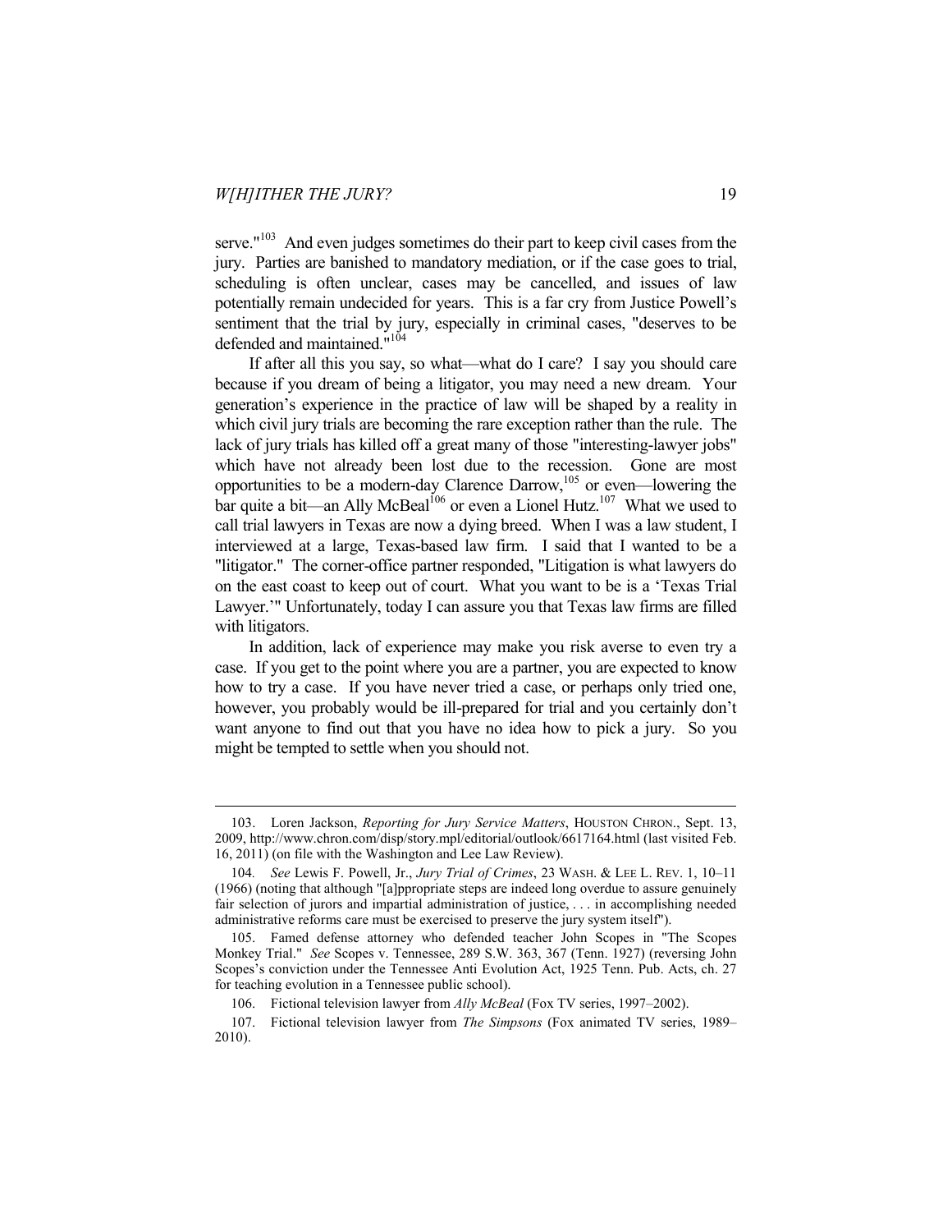serve."[103] And even judges sometimes do their part to keep civil cases from the jury. Parties are banished to mandatory mediation, or if the case goes to trial, scheduling is often unclear, cases may be cancelled, and issues of law potentially remain undecided for years. This is a far cry from Justice Powell's sentiment that the trial by jury, especially in criminal cases, "deserves to be defended and maintained."[104]

If after all this you say, so what—what do I care? I say you should care because if you dream of being a litigator, you may need a new dream. Your generation's experience in the practice of law will be shaped by a reality in which civil jury trials are becoming the rare exception rather than the rule. The lack of jury trials has killed off a great many of those "interesting-lawyer jobs" which have not already been lost due to the recession. Gone are most opportunities to be a modern-day Clarence Darrow,[105] or even—lowering the bar quite a bit—an Ally McBeal[106] or even a Lionel Hutz.[107] What we used to call trial lawyers in Texas are now a dying breed. When I was a law student, I interviewed at a large, Texas-based law firm. I said that I wanted to be a "litigator." The corner-office partner responded, "Litigation is what lawyers do on the east coast to keep out of court. What you want to be is a 'Texas Trial Lawyer.'" Unfortunately, today I can assure you that Texas law firms are filled with litigators.

In addition, lack of experience may make you risk averse to even try a case. If you get to the point where you are a partner, you are expected to know how to try a case. If you have never tried a case, or perhaps only tried one, however, you probably would be ill-prepared for trial and you certainly don't want anyone to find out that you have no idea how to pick a jury. So you might be tempted to settle when you should not.

---

103. Loren Jackson, *Reporting for Jury Service Matters*, HOUSTON CHRON., Sept. 13, 2009, http://www.chron.com/disp/story.mpl/editorial/outlook/6617164.html (last visited Feb. 16, 2011) (on file with the Washington and Lee Law Review).

104. *See* Lewis F. Powell, Jr., *Jury Trial of Crimes*, 23 WASH. & LEE L. REV. 1, 10–11 (1966) (noting that although "[a]ppropriate steps are indeed long overdue to assure genuinely fair selection of jurors and impartial administration of justice, . . . in accomplishing needed administrative reforms care must be exercised to preserve the jury system itself").

105. Famed defense attorney who defended teacher John Scopes in "The Scopes Monkey Trial." *See* Scopes v. Tennessee, 289 S.W. 363, 367 (Tenn. 1927) (reversing John Scopes's conviction under the Tennessee Anti Evolution Act, 1925 Tenn. Pub. Acts, ch. 27 for teaching evolution in a Tennessee public school).

106. Fictional television lawyer from *Ally McBeal* (Fox TV series, 1997–2002).

107. Fictional television lawyer from *The Simpsons* (Fox animated TV series, 1989–2010).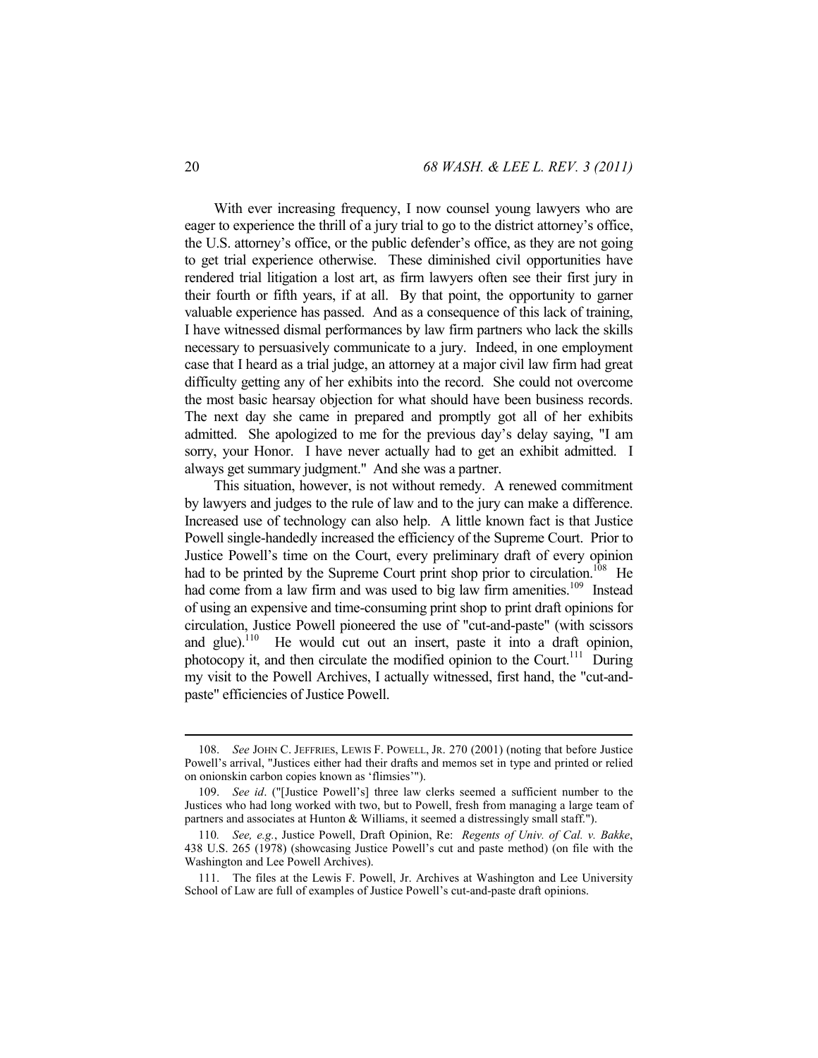With ever increasing frequency, I now counsel young lawyers who are eager to experience the thrill of a jury trial to go to the district attorney's office, the U.S. attorney's office, or the public defender's office, as they are not going to get trial experience otherwise. These diminished civil opportunities have rendered trial litigation a lost art, as firm lawyers often see their first jury in their fourth or fifth years, if at all. By that point, the opportunity to garner valuable experience has passed. And as a consequence of this lack of training, I have witnessed dismal performances by law firm partners who lack the skills necessary to persuasively communicate to a jury. Indeed, in one employment case that I heard as a trial judge, an attorney at a major civil law firm had great difficulty getting any of her exhibits into the record. She could not overcome the most basic hearsay objection for what should have been business records. The next day she came in prepared and promptly got all of her exhibits admitted. She apologized to me for the previous day's delay saying, "I am sorry, your Honor. I have never actually had to get an exhibit admitted. I always get summary judgment." And she was a partner.

This situation, however, is not without remedy. A renewed commitment by lawyers and judges to the rule of law and to the jury can make a difference. Increased use of technology can also help. A little known fact is that Justice Powell single-handedly increased the efficiency of the Supreme Court. Prior to Justice Powell's time on the Court, every preliminary draft of every opinion had to be printed by the Supreme Court print shop prior to circulation.[108] He had come from a law firm and was used to big law firm amenities.[109] Instead of using an expensive and time-consuming print shop to print draft opinions for circulation, Justice Powell pioneered the use of "cut-and-paste" (with scissors and glue).[110] He would cut out an insert, paste it into a draft opinion, photocopy it, and then circulate the modified opinion to the Court.[111] During my visit to the Powell Archives, I actually witnessed, first hand, the "cut-and-paste" efficiencies of Justice Powell.

---

108. *See* JOHN C. JEFFRIES, LEWIS F. POWELL, JR. 270 (2001) (noting that before Justice Powell's arrival, "Justices either had their drafts and memos set in type and printed or relied on onionskin carbon copies known as 'flimsies'").

109. *See id*. ("[Justice Powell's] three law clerks seemed a sufficient number to the Justices who had long worked with two, but to Powell, fresh from managing a large team of partners and associates at Hunton & Williams, it seemed a distressingly small staff.").

110. *See, e.g.*, Justice Powell, Draft Opinion, Re: *Regents of Univ. of Cal. v. Bakke*, 438 U.S. 265 (1978) (showcasing Justice Powell's cut and paste method) (on file with the Washington and Lee Powell Archives).

111. The files at the Lewis F. Powell, Jr. Archives at Washington and Lee University School of Law are full of examples of Justice Powell's cut-and-paste draft opinions.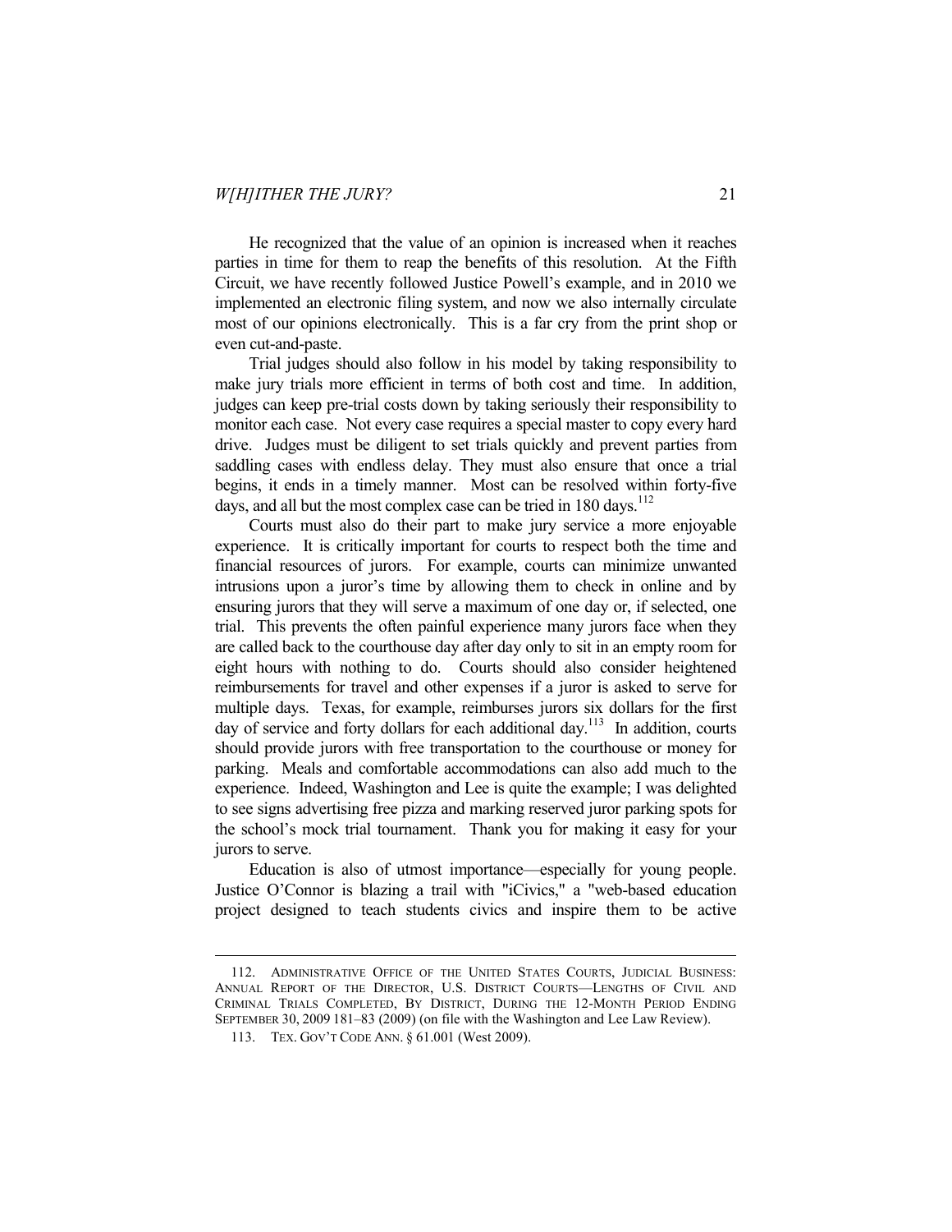He recognized that the value of an opinion is increased when it reaches parties in time for them to reap the benefits of this resolution. At the Fifth Circuit, we have recently followed Justice Powell's example, and in 2010 we implemented an electronic filing system, and now we also internally circulate most of our opinions electronically. This is a far cry from the print shop or even cut-and-paste.

Trial judges should also follow in his model by taking responsibility to make jury trials more efficient in terms of both cost and time. In addition, judges can keep pre-trial costs down by taking seriously their responsibility to monitor each case. Not every case requires a special master to copy every hard drive. Judges must be diligent to set trials quickly and prevent parties from saddling cases with endless delay. They must also ensure that once a trial begins, it ends in a timely manner. Most can be resolved within forty-five days, and all but the most complex case can be tried in 180 days.[112]

Courts must also do their part to make jury service a more enjoyable experience. It is critically important for courts to respect both the time and financial resources of jurors. For example, courts can minimize unwanted intrusions upon a juror's time by allowing them to check in online and by ensuring jurors that they will serve a maximum of one day or, if selected, one trial. This prevents the often painful experience many jurors face when they are called back to the courthouse day after day only to sit in an empty room for eight hours with nothing to do. Courts should also consider heightened reimbursements for travel and other expenses if a juror is asked to serve for multiple days. Texas, for example, reimburses jurors six dollars for the first day of service and forty dollars for each additional day.[113] In addition, courts should provide jurors with free transportation to the courthouse or money for parking. Meals and comfortable accommodations can also add much to the experience. Indeed, Washington and Lee is quite the example; I was delighted to see signs advertising free pizza and marking reserved juror parking spots for the school's mock trial tournament. Thank you for making it easy for your jurors to serve.

Education is also of utmost importance—especially for young people. Justice O'Connor is blazing a trail with "iCivics," a "web-based education project designed to teach students civics and inspire them to be active

---

112. ADMINISTRATIVE OFFICE OF THE UNITED STATES COURTS, JUDICIAL BUSINESS: ANNUAL REPORT OF THE DIRECTOR, U.S. DISTRICT COURTS—LENGTHS OF CIVIL AND CRIMINAL TRIALS COMPLETED, BY DISTRICT, DURING THE 12-MONTH PERIOD ENDING SEPTEMBER 30, 2009 181–83 (2009) (on file with the Washington and Lee Law Review).

113. TEX. GOV'T CODE ANN. § 61.001 (West 2009).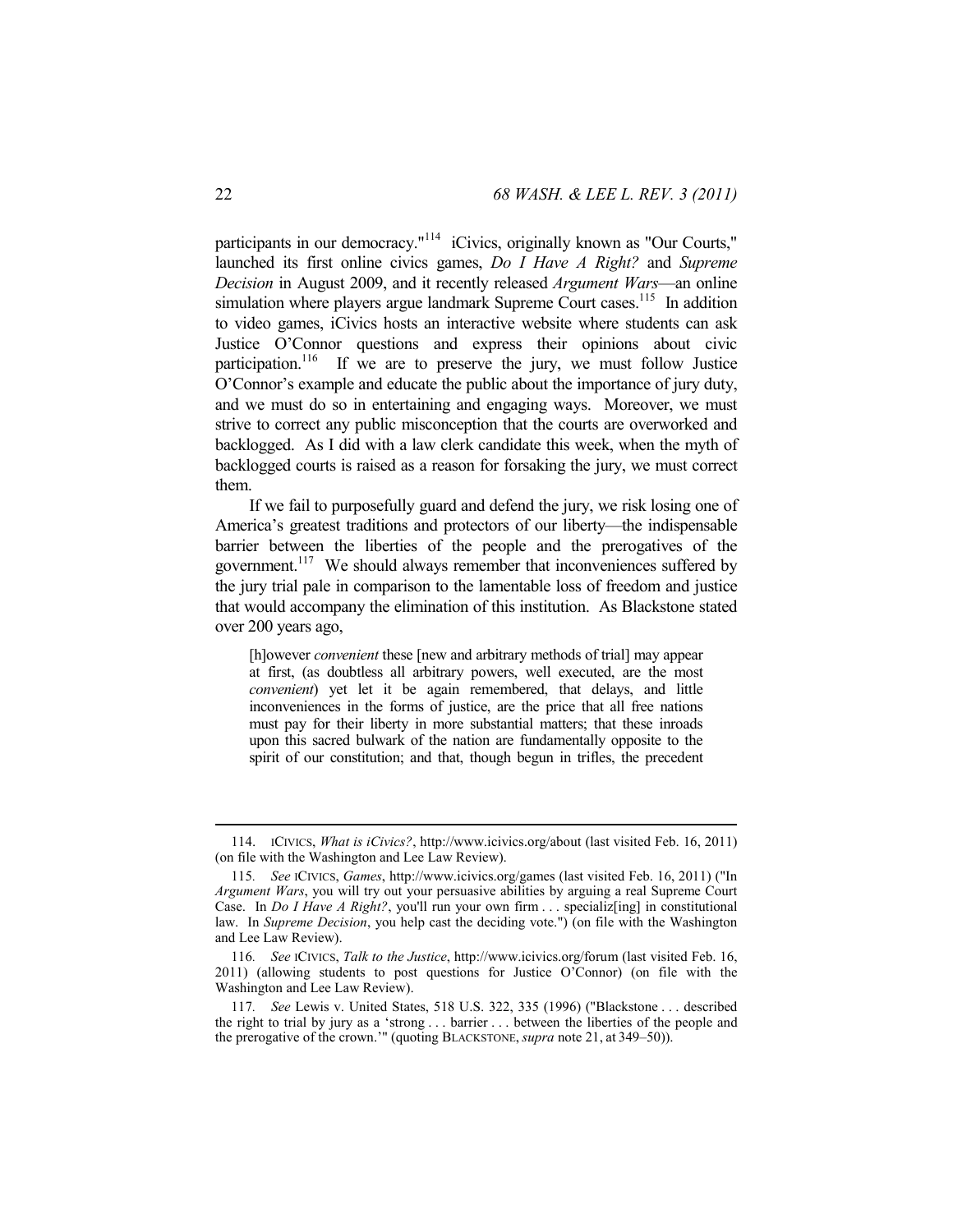participants in our democracy."[114] iCivics, originally known as "Our Courts," launched its first online civics games, *Do I Have A Right?* and *Supreme Decision* in August 2009, and it recently released *Argument Wars*—an online simulation where players argue landmark Supreme Court cases.[115] In addition to video games, iCivics hosts an interactive website where students can ask Justice O'Connor questions and express their opinions about civic participation.[116] If we are to preserve the jury, we must follow Justice O'Connor's example and educate the public about the importance of jury duty, and we must do so in entertaining and engaging ways. Moreover, we must strive to correct any public misconception that the courts are overworked and backlogged. As I did with a law clerk candidate this week, when the myth of backlogged courts is raised as a reason for forsaking the jury, we must correct them.

If we fail to purposefully guard and defend the jury, we risk losing one of America's greatest traditions and protectors of our liberty—the indispensable barrier between the liberties of the people and the prerogatives of the government.[117] We should always remember that inconveniences suffered by the jury trial pale in comparison to the lamentable loss of freedom and justice that would accompany the elimination of this institution. As Blackstone stated over 200 years ago,

> [h]owever *convenient* these [new and arbitrary methods of trial] may appear at first, (as doubtless all arbitrary powers, well executed, are the most *convenient*) yet let it be again remembered, that delays, and little inconveniences in the forms of justice, are the price that all free nations must pay for their liberty in more substantial matters; that these inroads upon this sacred bulwark of the nation are fundamentally opposite to the spirit of our constitution; and that, though begun in trifles, the precedent

---

114. ICIVICS, *What is iCivics?*, http://www.icivics.org/about (last visited Feb. 16, 2011) (on file with the Washington and Lee Law Review).

115. *See* ICIVICS, *Games*, http://www.icivics.org/games (last visited Feb. 16, 2011) ("In *Argument Wars*, you will try out your persuasive abilities by arguing a real Supreme Court Case. In *Do I Have A Right?*, you'll run your own firm . . . specializ[ing] in constitutional law. In *Supreme Decision*, you help cast the deciding vote.") (on file with the Washington and Lee Law Review).

116. *See* ICIVICS, *Talk to the Justice*, http://www.icivics.org/forum (last visited Feb. 16, 2011) (allowing students to post questions for Justice O'Connor) (on file with the Washington and Lee Law Review).

117. *See* Lewis v. United States, 518 U.S. 322, 335 (1996) ("Blackstone . . . described the right to trial by jury as a 'strong . . . barrier . . . between the liberties of the people and the prerogative of the crown.'" (quoting BLACKSTONE, *supra* note 21, at 349–50)).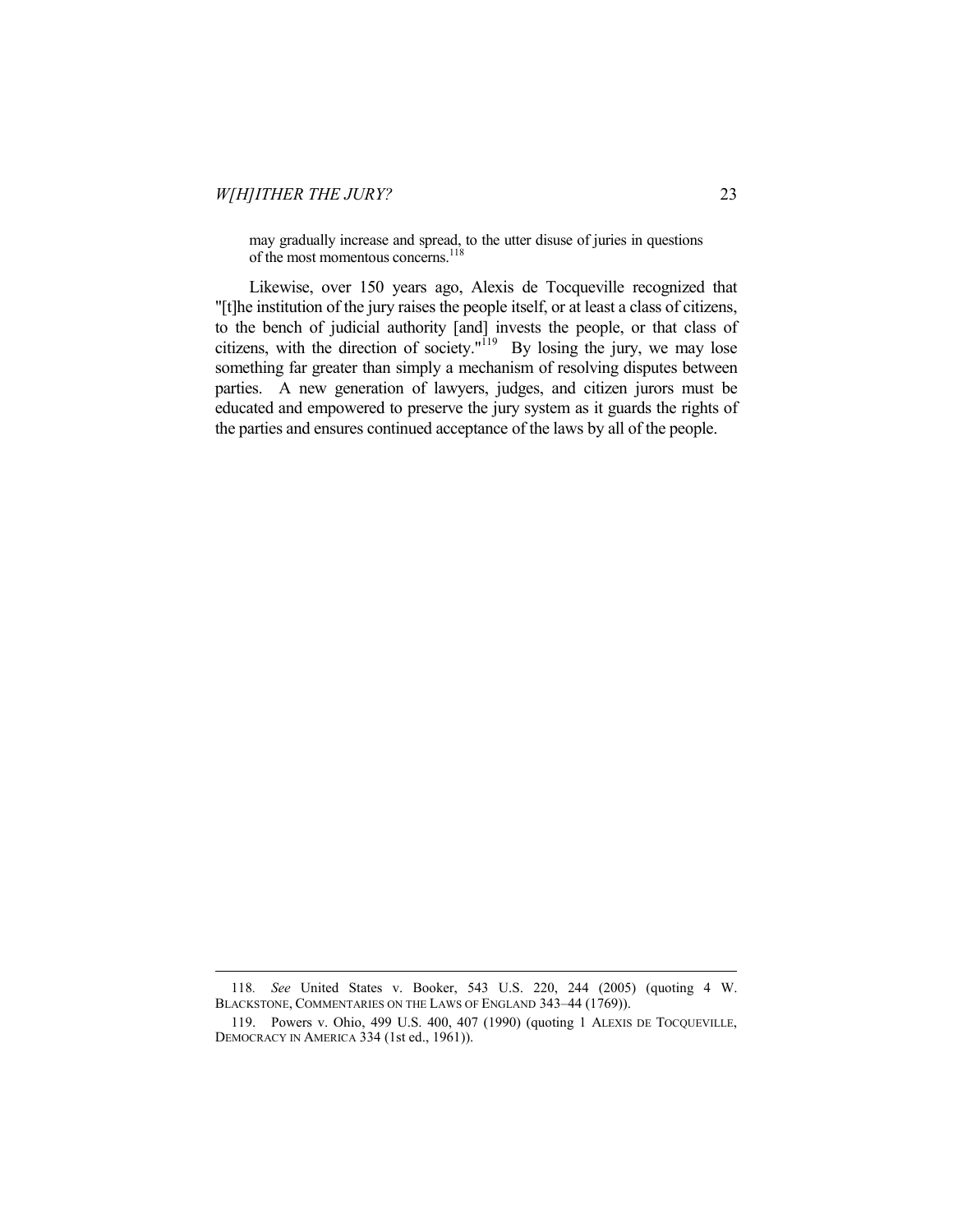> may gradually increase and spread, to the utter disuse of juries in questions of the most momentous concerns.[118]

Likewise, over 150 years ago, Alexis de Tocqueville recognized that "[t]he institution of the jury raises the people itself, or at least a class of citizens, to the bench of judicial authority [and] invests the people, or that class of citizens, with the direction of society."[119] By losing the jury, we may lose something far greater than simply a mechanism of resolving disputes between parties. A new generation of lawyers, judges, and citizen jurors must be educated and empowered to preserve the jury system as it guards the rights of the parties and ensures continued acceptance of the laws by all of the people.

---

118. *See* United States v. Booker, 543 U.S. 220, 244 (2005) (quoting 4 W. BLACKSTONE, COMMENTARIES ON THE LAWS OF ENGLAND 343–44 (1769)).

119. Powers v. Ohio, 499 U.S. 400, 407 (1990) (quoting 1 ALEXIS DE TOCQUEVILLE, DEMOCRACY IN AMERICA 334 (1st ed., 1961)).